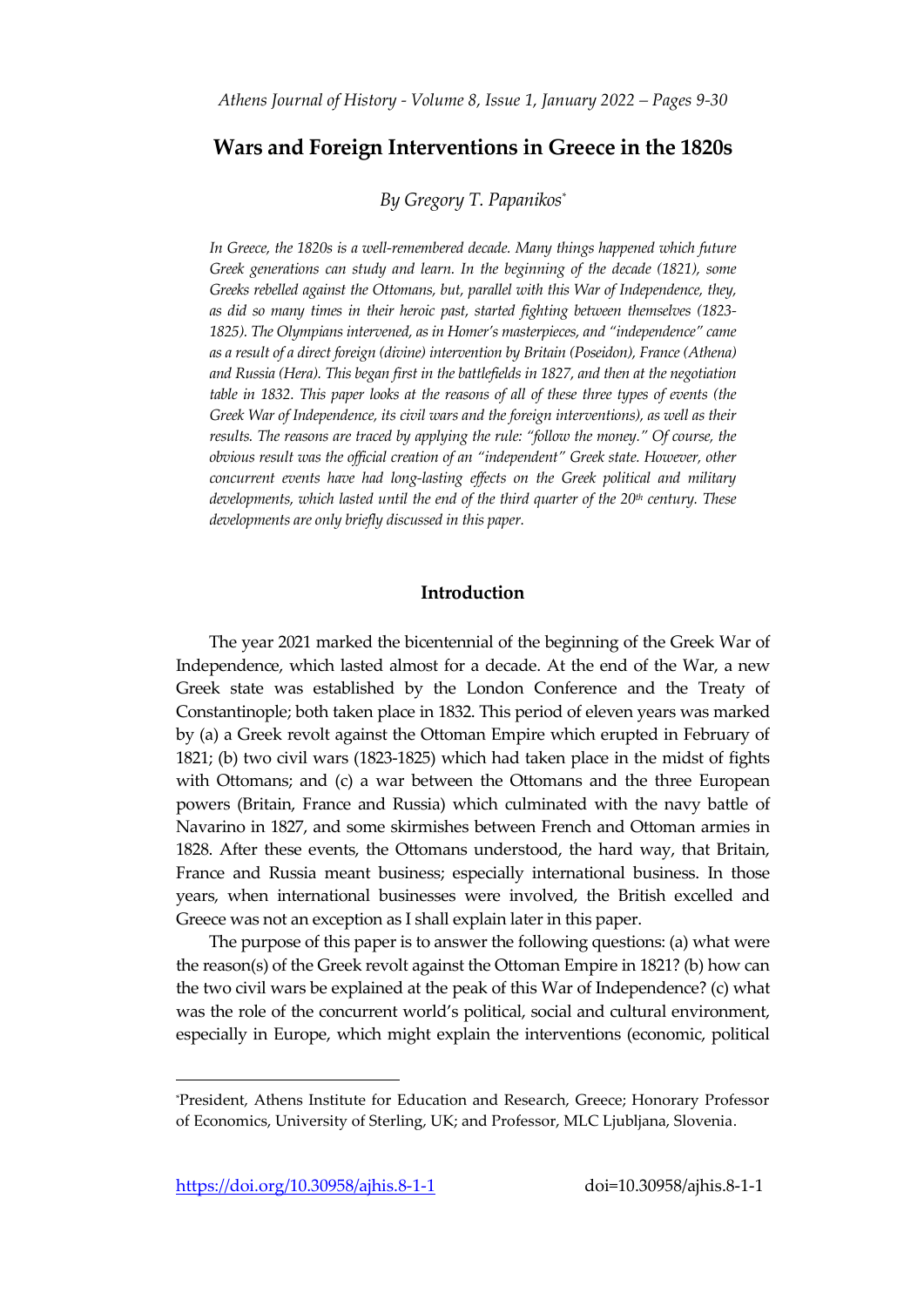# Wars and Foreign Interventions in Greece in the 1820s

*By Gregory T. Papanikos*[*]

*In Greece, the 1820s is a well-remembered decade. Many things happened which future Greek generations can study and learn. In the beginning of the decade (1821), some Greeks rebelled against the Ottomans, but, parallel with this War of Independence, they, as did so many times in their heroic past, started fighting between themselves (1823-1825). The Olympians intervened, as in Homer's masterpieces, and "independence" came as a result of a direct foreign (divine) intervention by Britain (Poseidon), France (Athena) and Russia (Hera). This began first in the battlefields in 1827, and then at the negotiation table in 1832. This paper looks at the reasons of all of these three types of events (the Greek War of Independence, its civil wars and the foreign interventions), as well as their results. The reasons are traced by applying the rule: "follow the money." Of course, the obvious result was the official creation of an "independent" Greek state. However, other concurrent events have had long-lasting effects on the Greek political and military developments, which lasted until the end of the third quarter of the 20th century. These developments are only briefly discussed in this paper.*

## Introduction

The year 2021 marked the bicentennial of the beginning of the Greek War of Independence, which lasted almost for a decade. At the end of the War, a new Greek state was established by the London Conference and the Treaty of Constantinople; both taken place in 1832. This period of eleven years was marked by (a) a Greek revolt against the Ottoman Empire which erupted in February of 1821; (b) two civil wars (1823-1825) which had taken place in the midst of fights with Ottomans; and (c) a war between the Ottomans and the three European powers (Britain, France and Russia) which culminated with the navy battle of Navarino in 1827, and some skirmishes between French and Ottoman armies in 1828. After these events, the Ottomans understood, the hard way, that Britain, France and Russia meant business; especially international business. In those years, when international businesses were involved, the British excelled and Greece was not an exception as I shall explain later in this paper.

The purpose of this paper is to answer the following questions: (a) what were the reason(s) of the Greek revolt against the Ottoman Empire in 1821? (b) how can the two civil wars be explained at the peak of this War of Independence? (c) what was the role of the concurrent world's political, social and cultural environment, especially in Europe, which might explain the interventions (economic, political

---

[*] President, Athens Institute for Education and Research, Greece; Honorary Professor of Economics, University of Sterling, UK; and Professor, MLC Ljubljana, Slovenia.

https://doi.org/10.30958/ajhis.8-1-1 doi=10.30958/ajhis.8-1-1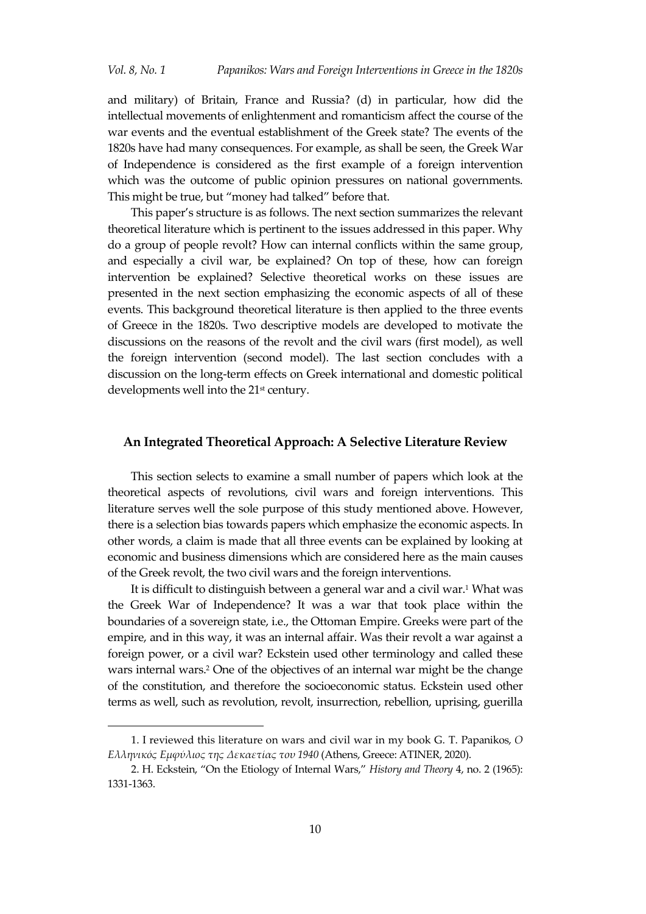and military) of Britain, France and Russia? (d) in particular, how did the intellectual movements of enlightenment and romanticism affect the course of the war events and the eventual establishment of the Greek state? The events of the 1820s have had many consequences. For example, as shall be seen, the Greek War of Independence is considered as the first example of a foreign intervention which was the outcome of public opinion pressures on national governments. This might be true, but "money had talked" before that.

This paper's structure is as follows. The next section summarizes the relevant theoretical literature which is pertinent to the issues addressed in this paper. Why do a group of people revolt? How can internal conflicts within the same group, and especially a civil war, be explained? On top of these, how can foreign intervention be explained? Selective theoretical works on these issues are presented in the next section emphasizing the economic aspects of all of these events. This background theoretical literature is then applied to the three events of Greece in the 1820s. Two descriptive models are developed to motivate the discussions on the reasons of the revolt and the civil wars (first model), as well the foreign intervention (second model). The last section concludes with a discussion on the long-term effects on Greek international and domestic political developments well into the 21st century.

## An Integrated Theoretical Approach: A Selective Literature Review

This section selects to examine a small number of papers which look at the theoretical aspects of revolutions, civil wars and foreign interventions. This literature serves well the sole purpose of this study mentioned above. However, there is a selection bias towards papers which emphasize the economic aspects. In other words, a claim is made that all three events can be explained by looking at economic and business dimensions which are considered here as the main causes of the Greek revolt, the two civil wars and the foreign interventions.

It is difficult to distinguish between a general war and a civil war.[1] What was the Greek War of Independence? It was a war that took place within the boundaries of a sovereign state, i.e., the Ottoman Empire. Greeks were part of the empire, and in this way, it was an internal affair. Was their revolt a war against a foreign power, or a civil war? Eckstein used other terminology and called these wars internal wars.[2] One of the objectives of an internal war might be the change of the constitution, and therefore the socioeconomic status. Eckstein used other terms as well, such as revolution, revolt, insurrection, rebellion, uprising, guerilla

1. I reviewed this literature on wars and civil war in my book G. T. Papanikos, *Ο Ελληνικός Εμφύλιος της Δεκαετίας του 1940* (Athens, Greece: ATINER, 2020).

2. H. Eckstein, "On the Etiology of Internal Wars," *History and Theory* 4, no. 2 (1965): 1331-1363.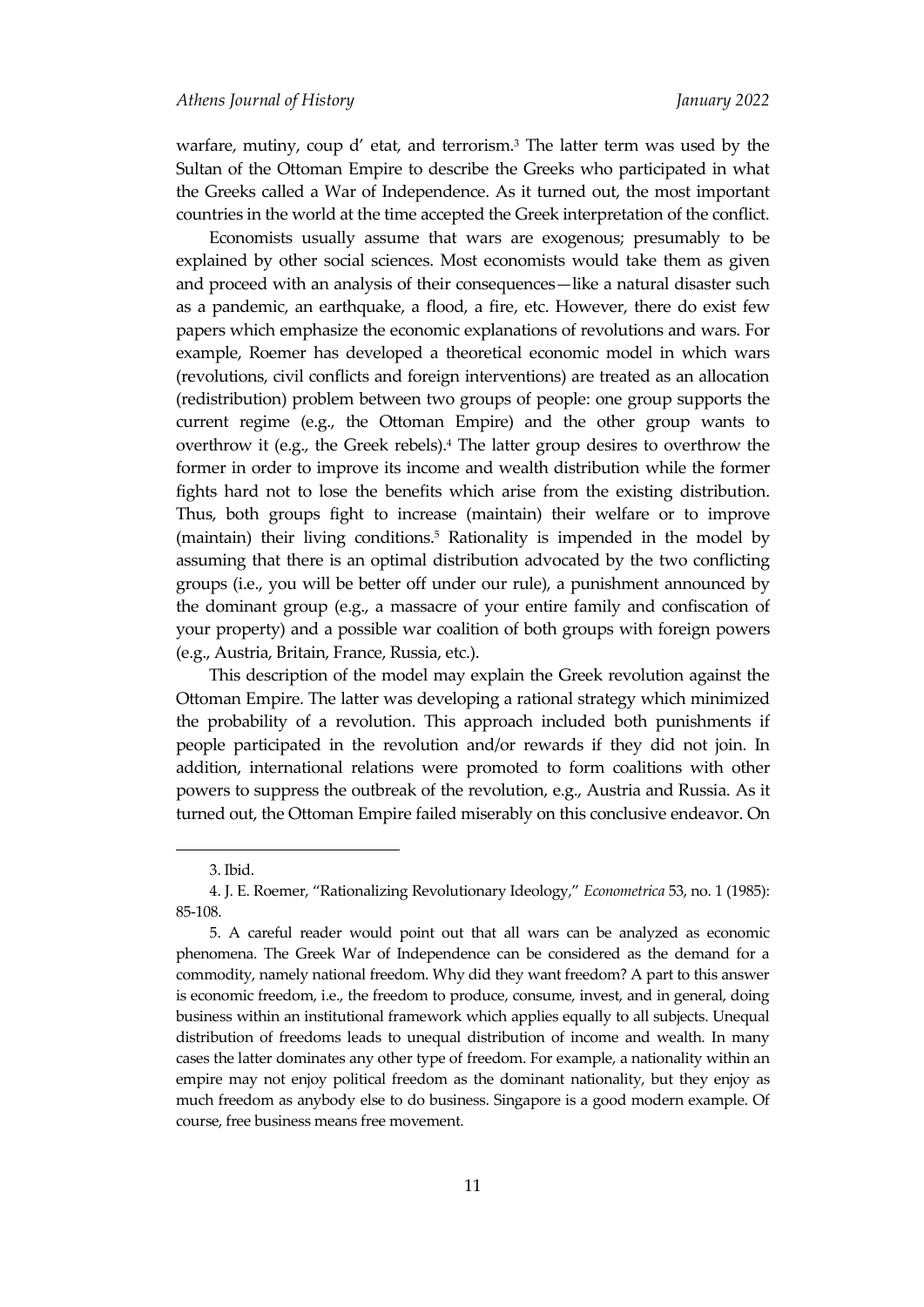warfare, mutiny, coup d' etat, and terrorism.[3] The latter term was used by the Sultan of the Ottoman Empire to describe the Greeks who participated in what the Greeks called a War of Independence. As it turned out, the most important countries in the world at the time accepted the Greek interpretation of the conflict.

Economists usually assume that wars are exogenous; presumably to be explained by other social sciences. Most economists would take them as given and proceed with an analysis of their consequences—like a natural disaster such as a pandemic, an earthquake, a flood, a fire, etc. However, there do exist few papers which emphasize the economic explanations of revolutions and wars. For example, Roemer has developed a theoretical economic model in which wars (revolutions, civil conflicts and foreign interventions) are treated as an allocation (redistribution) problem between two groups of people: one group supports the current regime (e.g., the Ottoman Empire) and the other group wants to overthrow it (e.g., the Greek rebels).[4] The latter group desires to overthrow the former in order to improve its income and wealth distribution while the former fights hard not to lose the benefits which arise from the existing distribution. Thus, both groups fight to increase (maintain) their welfare or to improve (maintain) their living conditions.[5] Rationality is impended in the model by assuming that there is an optimal distribution advocated by the two conflicting groups (i.e., you will be better off under our rule), a punishment announced by the dominant group (e.g., a massacre of your entire family and confiscation of your property) and a possible war coalition of both groups with foreign powers (e.g., Austria, Britain, France, Russia, etc.).

This description of the model may explain the Greek revolution against the Ottoman Empire. The latter was developing a rational strategy which minimized the probability of a revolution. This approach included both punishments if people participated in the revolution and/or rewards if they did not join. In addition, international relations were promoted to form coalitions with other powers to suppress the outbreak of the revolution, e.g., Austria and Russia. As it turned out, the Ottoman Empire failed miserably on this conclusive endeavor. On

---

3. Ibid.

4. J. E. Roemer, "Rationalizing Revolutionary Ideology," *Econometrica* 53, no. 1 (1985): 85-108.

5. A careful reader would point out that all wars can be analyzed as economic phenomena. The Greek War of Independence can be considered as the demand for a commodity, namely national freedom. Why did they want freedom? A part to this answer is economic freedom, i.e., the freedom to produce, consume, invest, and in general, doing business within an institutional framework which applies equally to all subjects. Unequal distribution of freedoms leads to unequal distribution of income and wealth. In many cases the latter dominates any other type of freedom. For example, a nationality within an empire may not enjoy political freedom as the dominant nationality, but they enjoy as much freedom as anybody else to do business. Singapore is a good modern example. Of course, free business means free movement.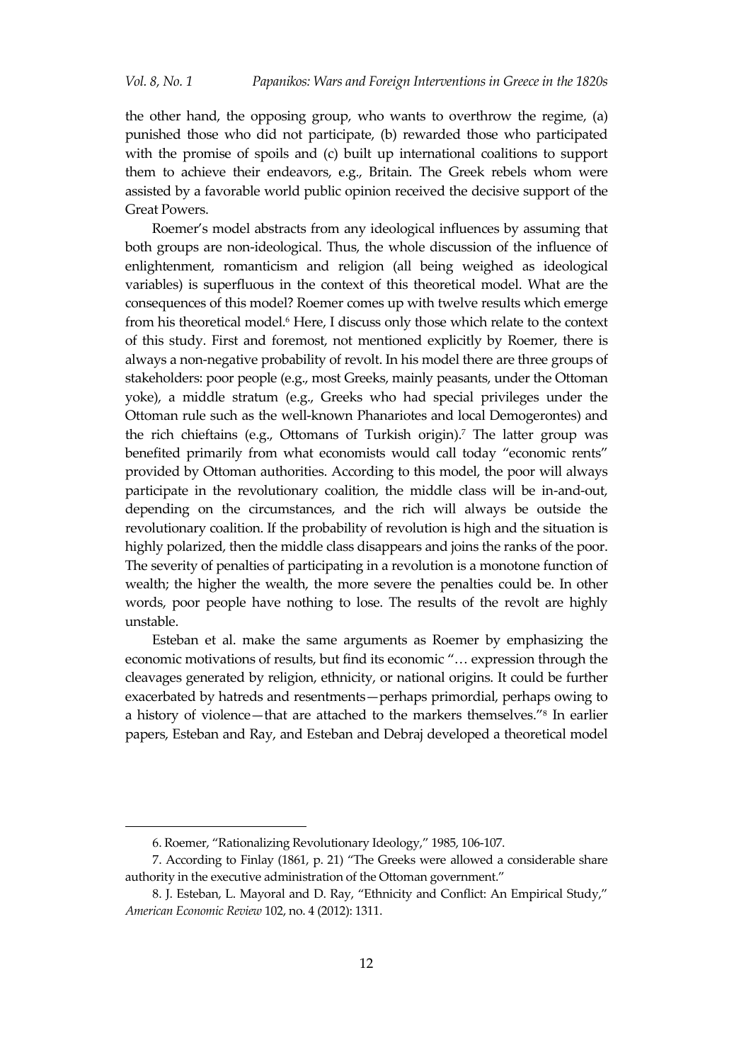the other hand, the opposing group, who wants to overthrow the regime, (a) punished those who did not participate, (b) rewarded those who participated with the promise of spoils and (c) built up international coalitions to support them to achieve their endeavors, e.g., Britain. The Greek rebels whom were assisted by a favorable world public opinion received the decisive support of the Great Powers.

Roemer's model abstracts from any ideological influences by assuming that both groups are non-ideological. Thus, the whole discussion of the influence of enlightenment, romanticism and religion (all being weighed as ideological variables) is superfluous in the context of this theoretical model. What are the consequences of this model? Roemer comes up with twelve results which emerge from his theoretical model.[6] Here, I discuss only those which relate to the context of this study. First and foremost, not mentioned explicitly by Roemer, there is always a non-negative probability of revolt. In his model there are three groups of stakeholders: poor people (e.g., most Greeks, mainly peasants, under the Ottoman yoke), a middle stratum (e.g., Greeks who had special privileges under the Ottoman rule such as the well-known Phanariotes and local Demogerontes) and the rich chieftains (e.g., Ottomans of Turkish origin).[7] The latter group was benefited primarily from what economists would call today "economic rents" provided by Ottoman authorities. According to this model, the poor will always participate in the revolutionary coalition, the middle class will be in-and-out, depending on the circumstances, and the rich will always be outside the revolutionary coalition. If the probability of revolution is high and the situation is highly polarized, then the middle class disappears and joins the ranks of the poor. The severity of penalties of participating in a revolution is a monotone function of wealth; the higher the wealth, the more severe the penalties could be. In other words, poor people have nothing to lose. The results of the revolt are highly unstable.

Esteban et al. make the same arguments as Roemer by emphasizing the economic motivations of results, but find its economic "… expression through the cleavages generated by religion, ethnicity, or national origins. It could be further exacerbated by hatreds and resentments—perhaps primordial, perhaps owing to a history of violence—that are attached to the markers themselves."[8] In earlier papers, Esteban and Ray, and Esteban and Debraj developed a theoretical model

6. Roemer, "Rationalizing Revolutionary Ideology," 1985, 106-107.

7. According to Finlay (1861, p. 21) "The Greeks were allowed a considerable share authority in the executive administration of the Ottoman government."

8. J. Esteban, L. Mayoral and D. Ray, "Ethnicity and Conflict: An Empirical Study," *American Economic Review* 102, no. 4 (2012): 1311.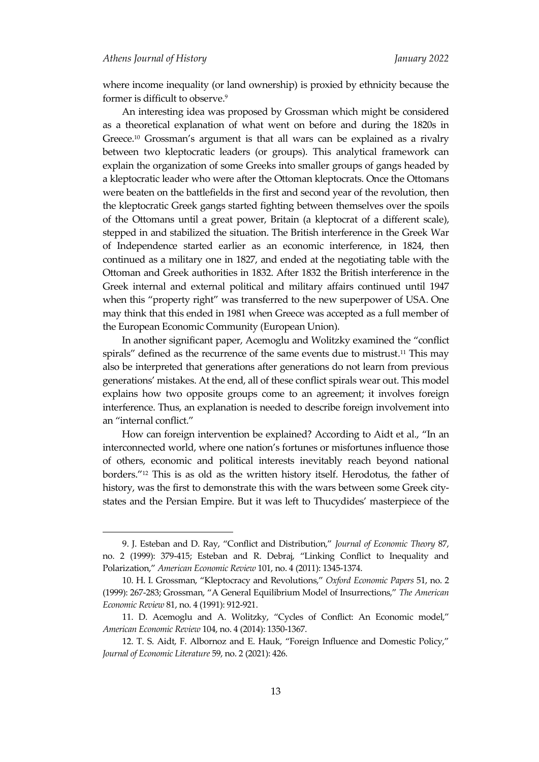where income inequality (or land ownership) is proxied by ethnicity because the former is difficult to observe.[9]

An interesting idea was proposed by Grossman which might be considered as a theoretical explanation of what went on before and during the 1820s in Greece.[10] Grossman's argument is that all wars can be explained as a rivalry between two kleptocratic leaders (or groups). This analytical framework can explain the organization of some Greeks into smaller groups of gangs headed by a kleptocratic leader who were after the Ottoman kleptocrats. Once the Ottomans were beaten on the battlefields in the first and second year of the revolution, then the kleptocratic Greek gangs started fighting between themselves over the spoils of the Ottomans until a great power, Britain (a kleptocrat of a different scale), stepped in and stabilized the situation. The British interference in the Greek War of Independence started earlier as an economic interference, in 1824, then continued as a military one in 1827, and ended at the negotiating table with the Ottoman and Greek authorities in 1832. After 1832 the British interference in the Greek internal and external political and military affairs continued until 1947 when this "property right" was transferred to the new superpower of USA. One may think that this ended in 1981 when Greece was accepted as a full member of the European Economic Community (European Union).

In another significant paper, Acemoglu and Wolitzky examined the "conflict spirals" defined as the recurrence of the same events due to mistrust.[11] This may also be interpreted that generations after generations do not learn from previous generations' mistakes. At the end, all of these conflict spirals wear out. This model explains how two opposite groups come to an agreement; it involves foreign interference. Thus, an explanation is needed to describe foreign involvement into an "internal conflict."

How can foreign intervention be explained? According to Aidt et al., "In an interconnected world, where one nation's fortunes or misfortunes influence those of others, economic and political interests inevitably reach beyond national borders."[12] This is as old as the written history itself. Herodotus, the father of history, was the first to demonstrate this with the wars between some Greek city-states and the Persian Empire. But it was left to Thucydides' masterpiece of the

9. J. Esteban and D. Ray, "Conflict and Distribution," *Journal of Economic Theory* 87, no. 2 (1999): 379-415; Esteban and R. Debraj, "Linking Conflict to Inequality and Polarization," *American Economic Review* 101, no. 4 (2011): 1345-1374.

10. H. I. Grossman, "Kleptocracy and Revolutions," *Oxford Economic Papers* 51, no. 2 (1999): 267-283; Grossman, "A General Equilibrium Model of Insurrections," *The American Economic Review* 81, no. 4 (1991): 912-921.

11. D. Acemoglu and A. Wolitzky, "Cycles of Conflict: An Economic model," *American Economic Review* 104, no. 4 (2014): 1350-1367.

12. T. S. Aidt, F. Albornoz and E. Hauk, "Foreign Influence and Domestic Policy," *Journal of Economic Literature* 59, no. 2 (2021): 426.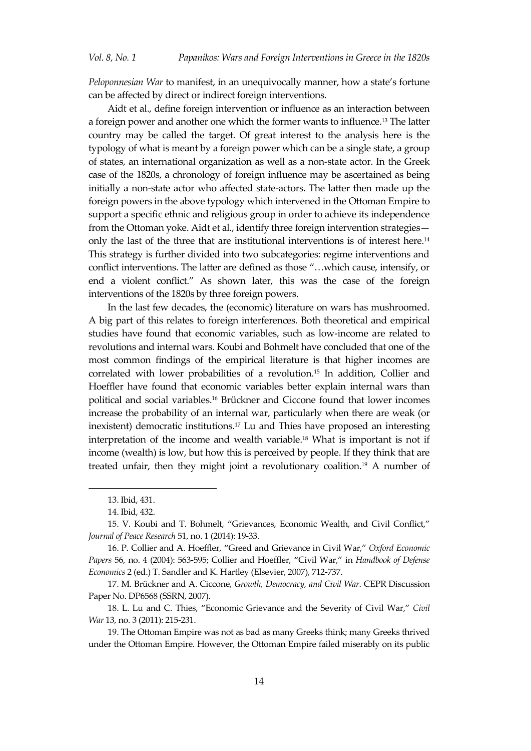*Peloponnesian War* to manifest, in an unequivocally manner, how a state's fortune can be affected by direct or indirect foreign interventions.

Aidt et al., define foreign intervention or influence as an interaction between a foreign power and another one which the former wants to influence.[13] The latter country may be called the target. Of great interest to the analysis here is the typology of what is meant by a foreign power which can be a single state, a group of states, an international organization as well as a non-state actor. In the Greek case of the 1820s, a chronology of foreign influence may be ascertained as being initially a non-state actor who affected state-actors. The latter then made up the foreign powers in the above typology which intervened in the Ottoman Empire to support a specific ethnic and religious group in order to achieve its independence from the Ottoman yoke. Aidt et al., identify three foreign intervention strategies—only the last of the three that are institutional interventions is of interest here.[14] This strategy is further divided into two subcategories: regime interventions and conflict interventions. The latter are defined as those "…which cause, intensify, or end a violent conflict." As shown later, this was the case of the foreign interventions of the 1820s by three foreign powers.

In the last few decades, the (economic) literature on wars has mushroomed. A big part of this relates to foreign interferences. Both theoretical and empirical studies have found that economic variables, such as low-income are related to revolutions and internal wars. Koubi and Bohmelt have concluded that one of the most common findings of the empirical literature is that higher incomes are correlated with lower probabilities of a revolution.[15] In addition, Collier and Hoeffler have found that economic variables better explain internal wars than political and social variables.[16] Brückner and Ciccone found that lower incomes increase the probability of an internal war, particularly when there are weak (or inexistent) democratic institutions.[17] Lu and Thies have proposed an interesting interpretation of the income and wealth variable.[18] What is important is not if income (wealth) is low, but how this is perceived by people. If they think that are treated unfair, then they might joint a revolutionary coalition.[19] A number of

---

13. Ibid, 431.

14. Ibid, 432.

15. V. Koubi and T. Bohmelt, "Grievances, Economic Wealth, and Civil Conflict," *Journal of Peace Research* 51, no. 1 (2014): 19-33.

16. P. Collier and A. Hoeffler, "Greed and Grievance in Civil War," *Oxford Economic Papers* 56, no. 4 (2004): 563-595; Collier and Hoeffler, "Civil War," in *Handbook of Defense Economics* 2 (ed.) T. Sandler and K. Hartley (Elsevier, 2007), 712-737.

17. M. Brückner and A. Ciccone, *Growth, Democracy, and Civil War*. CEPR Discussion Paper No. DP6568 (SSRN, 2007).

18. L. Lu and C. Thies, "Economic Grievance and the Severity of Civil War," *Civil War* 13, no. 3 (2011): 215-231.

19. The Ottoman Empire was not as bad as many Greeks think; many Greeks thrived under the Ottoman Empire. However, the Ottoman Empire failed miserably on its public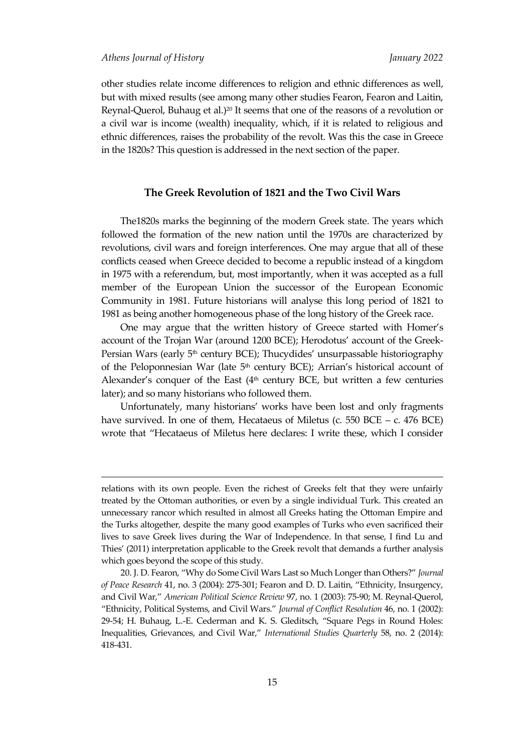other studies relate income differences to religion and ethnic differences as well, but with mixed results (see among many other studies Fearon, Fearon and Laitin, Reynal-Querol, Buhaug et al.)[20] It seems that one of the reasons of a revolution or a civil war is income (wealth) inequality, which, if it is related to religious and ethnic differences, raises the probability of the revolt. Was this the case in Greece in the 1820s? This question is addressed in the next section of the paper.

## The Greek Revolution of 1821 and the Two Civil Wars

The1820s marks the beginning of the modern Greek state. The years which followed the formation of the new nation until the 1970s are characterized by revolutions, civil wars and foreign interferences. One may argue that all of these conflicts ceased when Greece decided to become a republic instead of a kingdom in 1975 with a referendum, but, most importantly, when it was accepted as a full member of the European Union the successor of the European Economic Community in 1981. Future historians will analyse this long period of 1821 to 1981 as being another homogeneous phase of the long history of the Greek race.

One may argue that the written history of Greece started with Homer's account of the Trojan War (around 1200 BCE); Herodotus' account of the Greek-Persian Wars (early 5th century BCE); Thucydides' unsurpassable historiography of the Peloponnesian War (late 5th century BCE); Arrian's historical account of Alexander's conquer of the East (4th century BCE, but written a few centuries later); and so many historians who followed them.

Unfortunately, many historians' works have been lost and only fragments have survived. In one of them, Hecataeus of Miletus (c. 550 BCE – c. 476 BCE) wrote that "Hecataeus of Miletus here declares: I write these, which I consider

---

relations with its own people. Even the richest of Greeks felt that they were unfairly treated by the Ottoman authorities, or even by a single individual Turk. This created an unnecessary rancor which resulted in almost all Greeks hating the Ottoman Empire and the Turks altogether, despite the many good examples of Turks who even sacrificed their lives to save Greek lives during the War of Independence. In that sense, I find Lu and Thies' (2011) interpretation applicable to the Greek revolt that demands a further analysis which goes beyond the scope of this study.

20. J. D. Fearon, "Why do Some Civil Wars Last so Much Longer than Others?" *Journal of Peace Research* 41, no. 3 (2004): 275-301; Fearon and D. D. Laitin, "Ethnicity, Insurgency, and Civil War," *American Political Science Review* 97, no. 1 (2003): 75-90; M. Reynal-Querol, "Ethnicity, Political Systems, and Civil Wars." *Journal of Conflict Resolution* 46, no. 1 (2002): 29-54; H. Buhaug, L.-E. Cederman and K. S. Gleditsch, "Square Pegs in Round Holes: Inequalities, Grievances, and Civil War," *International Studies Quarterly* 58, no. 2 (2014): 418-431.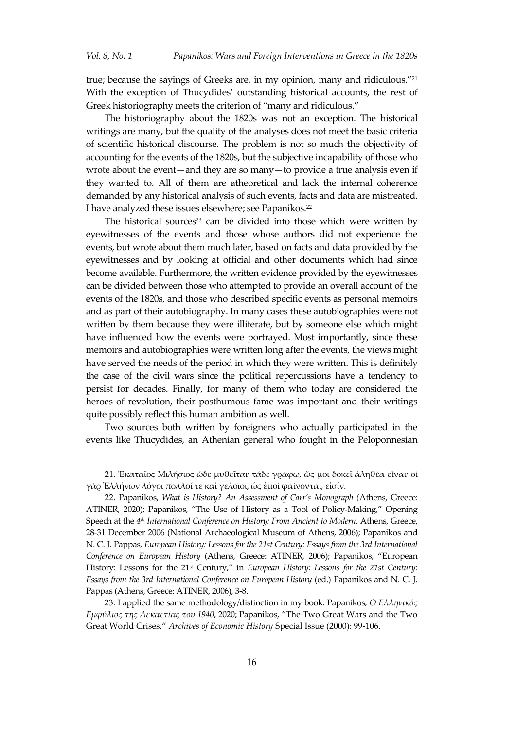true; because the sayings of Greeks are, in my opinion, many and ridiculous."[21] With the exception of Thucydides' outstanding historical accounts, the rest of Greek historiography meets the criterion of "many and ridiculous."

The historiography about the 1820s was not an exception. The historical writings are many, but the quality of the analyses does not meet the basic criteria of scientific historical discourse. The problem is not so much the objectivity of accounting for the events of the 1820s, but the subjective incapability of those who wrote about the event—and they are so many—to provide a true analysis even if they wanted to. All of them are atheoretical and lack the internal coherence demanded by any historical analysis of such events, facts and data are mistreated. I have analyzed these issues elsewhere; see Papanikos.[22]

The historical sources[23] can be divided into those which were written by eyewitnesses of the events and those whose authors did not experience the events, but wrote about them much later, based on facts and data provided by the eyewitnesses and by looking at official and other documents which had since become available. Furthermore, the written evidence provided by the eyewitnesses can be divided between those who attempted to provide an overall account of the events of the 1820s, and those who described specific events as personal memoirs and as part of their autobiography. In many cases these autobiographies were not written by them because they were illiterate, but by someone else which might have influenced how the events were portrayed. Most importantly, since these memoirs and autobiographies were written long after the events, the views might have served the needs of the period in which they were written. This is definitely the case of the civil wars since the political repercussions have a tendency to persist for decades. Finally, for many of them who today are considered the heroes of revolution, their posthumous fame was important and their writings quite possibly reflect this human ambition as well.

Two sources both written by foreigners who actually participated in the events like Thucydides, an Athenian general who fought in the Peloponnesian

---

21. Ἑκαταῖος Μιλήσιος ὧδε μυθεῖται· τάδε γράφω, ὥς μοι δοκεῖ ἀληθέα εἶναι· οἱ γὰρ Ἑλλήνων λόγοι πολλοί τε καὶ γελοῖοι, ὡς ἐμοὶ φαίνονται, εἰσίν.

22. Papanikos, *What is History? An Assessment of Carr's Monograph (*Athens, Greece: ATINER, 2020); Papanikos, "The Use of History as a Tool of Policy-Making," Opening Speech at the *4th International Conference on History: From Ancient to Modern*. Athens, Greece, 28-31 December 2006 (National Archaeological Museum of Athens, 2006); Papanikos and N. C. J. Pappas, *European History: Lessons for the 21st Century: Essays from the 3rd International Conference on European History* (Athens, Greece: ATINER, 2006); Papanikos, "European History: Lessons for the 21st Century," in *European History: Lessons for the 21st Century: Essays from the 3rd International Conference on European History* (ed.) Papanikos and N. C. J. Pappas (Athens, Greece: ATINER, 2006), 3-8.

23. I applied the same methodology/distinction in my book: Papanikos, *Ο Ελληνικός Εμφύλιος της Δεκαετίας του 1940*, 2020; Papanikos, "The Two Great Wars and the Two Great World Crises," *Archives of Economic History* Special Issue (2000): 99-106.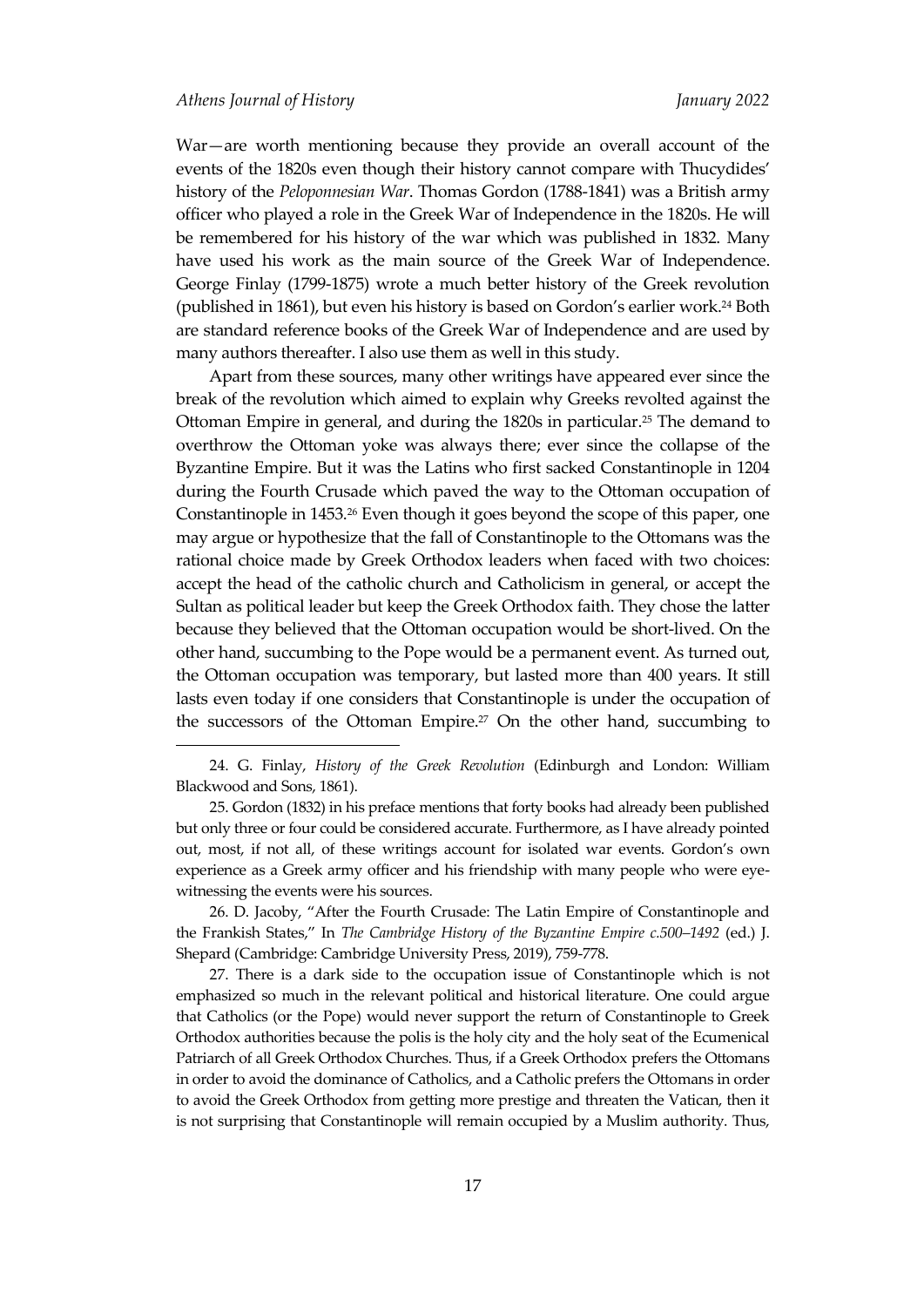War—are worth mentioning because they provide an overall account of the events of the 1820s even though their history cannot compare with Thucydides' history of the *Peloponnesian War*. Thomas Gordon (1788-1841) was a British army officer who played a role in the Greek War of Independence in the 1820s. He will be remembered for his history of the war which was published in 1832. Many have used his work as the main source of the Greek War of Independence. George Finlay (1799-1875) wrote a much better history of the Greek revolution (published in 1861), but even his history is based on Gordon's earlier work.[24] Both are standard reference books of the Greek War of Independence and are used by many authors thereafter. I also use them as well in this study.

Apart from these sources, many other writings have appeared ever since the break of the revolution which aimed to explain why Greeks revolted against the Ottoman Empire in general, and during the 1820s in particular.[25] The demand to overthrow the Ottoman yoke was always there; ever since the collapse of the Byzantine Empire. But it was the Latins who first sacked Constantinople in 1204 during the Fourth Crusade which paved the way to the Ottoman occupation of Constantinople in 1453.[26] Even though it goes beyond the scope of this paper, one may argue or hypothesize that the fall of Constantinople to the Ottomans was the rational choice made by Greek Orthodox leaders when faced with two choices: accept the head of the catholic church and Catholicism in general, or accept the Sultan as political leader but keep the Greek Orthodox faith. They chose the latter because they believed that the Ottoman occupation would be short-lived. On the other hand, succumbing to the Pope would be a permanent event. As turned out, the Ottoman occupation was temporary, but lasted more than 400 years. It still lasts even today if one considers that Constantinople is under the occupation of the successors of the Ottoman Empire.[27] On the other hand, succumbing to

---

24. G. Finlay, *History of the Greek Revolution* (Edinburgh and London: William Blackwood and Sons, 1861).

25. Gordon (1832) in his preface mentions that forty books had already been published but only three or four could be considered accurate. Furthermore, as I have already pointed out, most, if not all, of these writings account for isolated war events. Gordon's own experience as a Greek army officer and his friendship with many people who were eye-witnessing the events were his sources.

26. D. Jacoby, "After the Fourth Crusade: The Latin Empire of Constantinople and the Frankish States," In *The Cambridge History of the Byzantine Empire c.500–1492* (ed.) J. Shepard (Cambridge: Cambridge University Press, 2019), 759-778.

27. There is a dark side to the occupation issue of Constantinople which is not emphasized so much in the relevant political and historical literature. One could argue that Catholics (or the Pope) would never support the return of Constantinople to Greek Orthodox authorities because the polis is the holy city and the holy seat of the Ecumenical Patriarch of all Greek Orthodox Churches. Thus, if a Greek Orthodox prefers the Ottomans in order to avoid the dominance of Catholics, and a Catholic prefers the Ottomans in order to avoid the Greek Orthodox from getting more prestige and threaten the Vatican, then it is not surprising that Constantinople will remain occupied by a Muslim authority. Thus,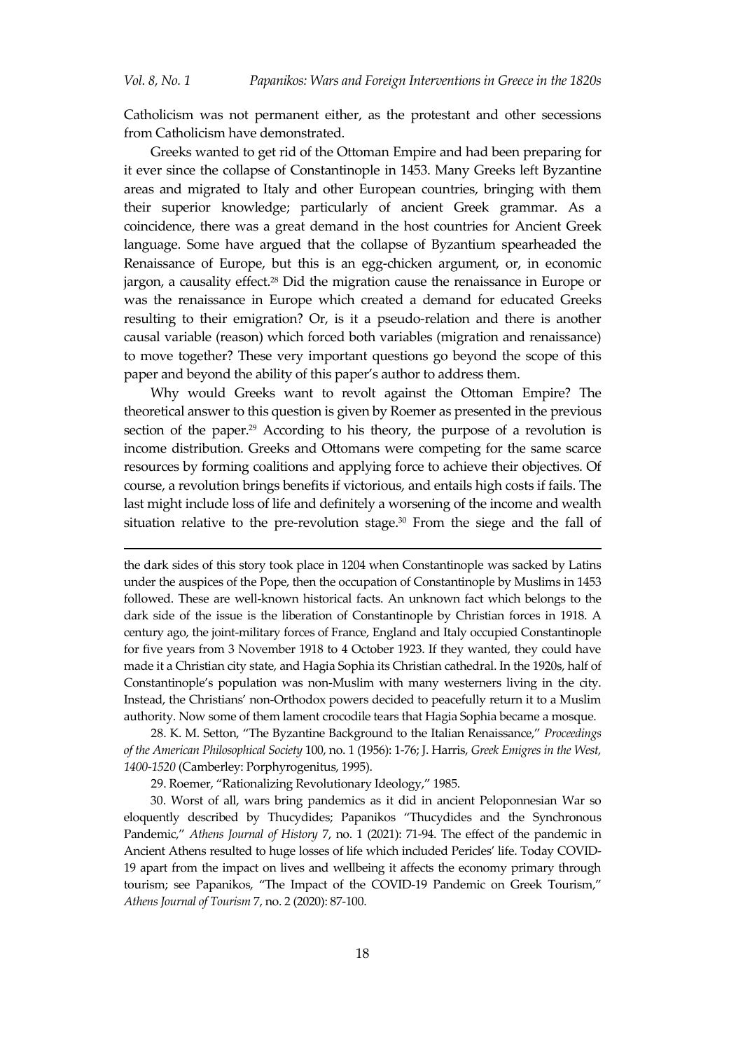Catholicism was not permanent either, as the protestant and other secessions from Catholicism have demonstrated.

Greeks wanted to get rid of the Ottoman Empire and had been preparing for it ever since the collapse of Constantinople in 1453. Many Greeks left Byzantine areas and migrated to Italy and other European countries, bringing with them their superior knowledge; particularly of ancient Greek grammar. As a coincidence, there was a great demand in the host countries for Ancient Greek language. Some have argued that the collapse of Byzantium spearheaded the Renaissance of Europe, but this is an egg-chicken argument, or, in economic jargon, a causality effect.[28] Did the migration cause the renaissance in Europe or was the renaissance in Europe which created a demand for educated Greeks resulting to their emigration? Or, is it a pseudo-relation and there is another causal variable (reason) which forced both variables (migration and renaissance) to move together? These very important questions go beyond the scope of this paper and beyond the ability of this paper's author to address them.

Why would Greeks want to revolt against the Ottoman Empire? The theoretical answer to this question is given by Roemer as presented in the previous section of the paper.[29] According to his theory, the purpose of a revolution is income distribution. Greeks and Ottomans were competing for the same scarce resources by forming coalitions and applying force to achieve their objectives. Of course, a revolution brings benefits if victorious, and entails high costs if fails. The last might include loss of life and definitely a worsening of the income and wealth situation relative to the pre-revolution stage.[30] From the siege and the fall of

---

the dark sides of this story took place in 1204 when Constantinople was sacked by Latins under the auspices of the Pope, then the occupation of Constantinople by Muslims in 1453 followed. These are well-known historical facts. An unknown fact which belongs to the dark side of the issue is the liberation of Constantinople by Christian forces in 1918. A century ago, the joint-military forces of France, England and Italy occupied Constantinople for five years from 3 November 1918 to 4 October 1923. If they wanted, they could have made it a Christian city state, and Hagia Sophia its Christian cathedral. In the 1920s, half of Constantinople's population was non-Muslim with many westerners living in the city. Instead, the Christians' non-Orthodox powers decided to peacefully return it to a Muslim authority. Now some of them lament crocodile tears that Hagia Sophia became a mosque.

28. K. M. Setton, "The Byzantine Background to the Italian Renaissance," *Proceedings of the American Philosophical Society* 100, no. 1 (1956): 1-76; J. Harris, *Greek Emigres in the West, 1400-1520* (Camberley: Porphyrogenitus, 1995).

29. Roemer, "Rationalizing Revolutionary Ideology," 1985.

30. Worst of all, wars bring pandemics as it did in ancient Peloponnesian War so eloquently described by Thucydides; Papanikos "Thucydides and the Synchronous Pandemic," *Athens Journal of History* 7, no. 1 (2021): 71-94. The effect of the pandemic in Ancient Athens resulted to huge losses of life which included Pericles' life. Today COVID-19 apart from the impact on lives and wellbeing it affects the economy primary through tourism; see Papanikos, "The Impact of the COVID-19 Pandemic on Greek Tourism," *Athens Journal of Tourism* 7, no. 2 (2020): 87-100.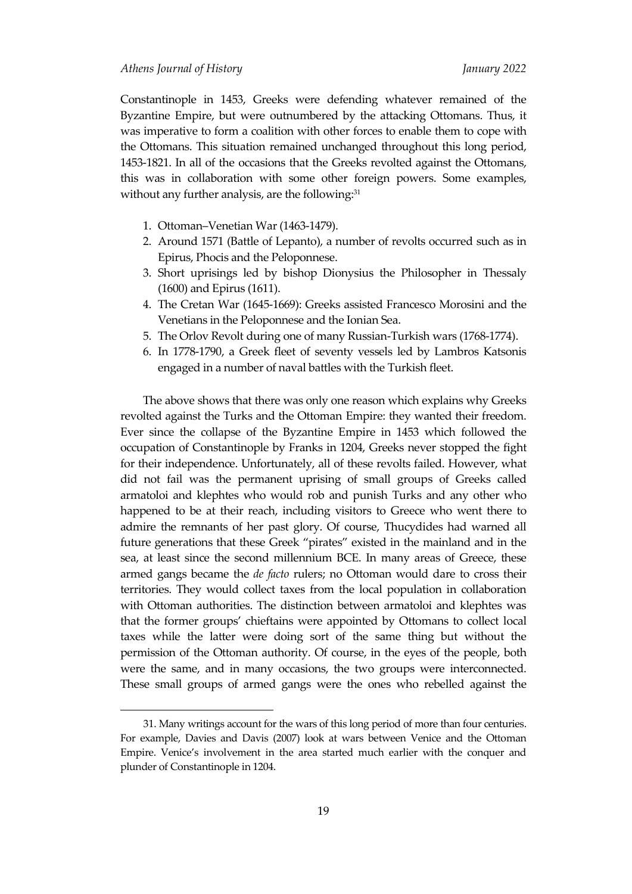Constantinople in 1453, Greeks were defending whatever remained of the Byzantine Empire, but were outnumbered by the attacking Ottomans. Thus, it was imperative to form a coalition with other forces to enable them to cope with the Ottomans. This situation remained unchanged throughout this long period, 1453-1821. In all of the occasions that the Greeks revolted against the Ottomans, this was in collaboration with some other foreign powers. Some examples, without any further analysis, are the following:[31]

1. Ottoman–Venetian War (1463-1479).
2. Around 1571 (Battle of Lepanto), a number of revolts occurred such as in Epirus, Phocis and the Peloponnese.
3. Short uprisings led by bishop Dionysius the Philosopher in Thessaly (1600) and Epirus (1611).
4. The Cretan War (1645-1669): Greeks assisted Francesco Morosini and the Venetians in the Peloponnese and the Ionian Sea.
5. The Orlov Revolt during one of many Russian-Turkish wars (1768-1774).
6. In 1778-1790, a Greek fleet of seventy vessels led by Lambros Katsonis engaged in a number of naval battles with the Turkish fleet.

The above shows that there was only one reason which explains why Greeks revolted against the Turks and the Ottoman Empire: they wanted their freedom. Ever since the collapse of the Byzantine Empire in 1453 which followed the occupation of Constantinople by Franks in 1204, Greeks never stopped the fight for their independence. Unfortunately, all of these revolts failed. However, what did not fail was the permanent uprising of small groups of Greeks called armatoloi and klephtes who would rob and punish Turks and any other who happened to be at their reach, including visitors to Greece who went there to admire the remnants of her past glory. Of course, Thucydides had warned all future generations that these Greek "pirates" existed in the mainland and in the sea, at least since the second millennium BCE. In many areas of Greece, these armed gangs became the *de facto* rulers; no Ottoman would dare to cross their territories. They would collect taxes from the local population in collaboration with Ottoman authorities. The distinction between armatoloi and klephtes was that the former groups' chieftains were appointed by Ottomans to collect local taxes while the latter were doing sort of the same thing but without the permission of the Ottoman authority. Of course, in the eyes of the people, both were the same, and in many occasions, the two groups were interconnected. These small groups of armed gangs were the ones who rebelled against the

31. Many writings account for the wars of this long period of more than four centuries. For example, Davies and Davis (2007) look at wars between Venice and the Ottoman Empire. Venice's involvement in the area started much earlier with the conquer and plunder of Constantinople in 1204.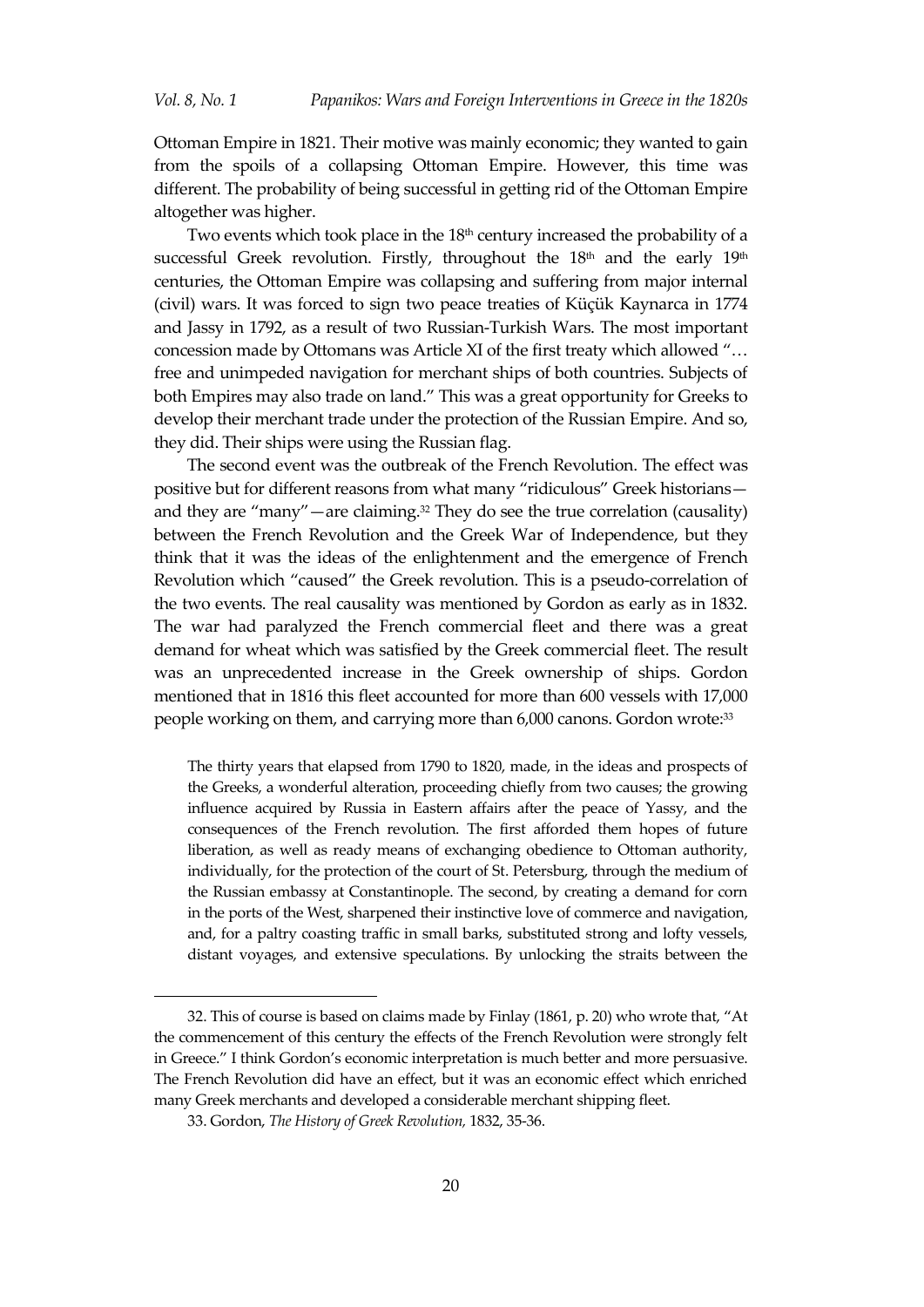Ottoman Empire in 1821. Their motive was mainly economic; they wanted to gain from the spoils of a collapsing Ottoman Empire. However, this time was different. The probability of being successful in getting rid of the Ottoman Empire altogether was higher.

Two events which took place in the 18th century increased the probability of a successful Greek revolution. Firstly, throughout the 18th and the early 19th centuries, the Ottoman Empire was collapsing and suffering from major internal (civil) wars. It was forced to sign two peace treaties of Küçük Kaynarca in 1774 and Jassy in 1792, as a result of two Russian-Turkish Wars. The most important concession made by Ottomans was Article XI of the first treaty which allowed "… free and unimpeded navigation for merchant ships of both countries. Subjects of both Empires may also trade on land." This was a great opportunity for Greeks to develop their merchant trade under the protection of the Russian Empire. And so, they did. Their ships were using the Russian flag.

The second event was the outbreak of the French Revolution. The effect was positive but for different reasons from what many "ridiculous" Greek historians—and they are "many"—are claiming.[32] They do see the true correlation (causality) between the French Revolution and the Greek War of Independence, but they think that it was the ideas of the enlightenment and the emergence of French Revolution which "caused" the Greek revolution. This is a pseudo-correlation of the two events. The real causality was mentioned by Gordon as early as in 1832. The war had paralyzed the French commercial fleet and there was a great demand for wheat which was satisfied by the Greek commercial fleet. The result was an unprecedented increase in the Greek ownership of ships. Gordon mentioned that in 1816 this fleet accounted for more than 600 vessels with 17,000 people working on them, and carrying more than 6,000 canons. Gordon wrote:[33]

> The thirty years that elapsed from 1790 to 1820, made, in the ideas and prospects of the Greeks, a wonderful alteration, proceeding chiefly from two causes; the growing influence acquired by Russia in Eastern affairs after the peace of Yassy, and the consequences of the French revolution. The first afforded them hopes of future liberation, as well as ready means of exchanging obedience to Ottoman authority, individually, for the protection of the court of St. Petersburg, through the medium of the Russian embassy at Constantinople. The second, by creating a demand for corn in the ports of the West, sharpened their instinctive love of commerce and navigation, and, for a paltry coasting traffic in small barks, substituted strong and lofty vessels, distant voyages, and extensive speculations. By unlocking the straits between the

---

32. This of course is based on claims made by Finlay (1861, p. 20) who wrote that, "At the commencement of this century the effects of the French Revolution were strongly felt in Greece." I think Gordon's economic interpretation is much better and more persuasive. The French Revolution did have an effect, but it was an economic effect which enriched many Greek merchants and developed a considerable merchant shipping fleet.

33. Gordon, *The History of Greek Revolution,* 1832, 35-36.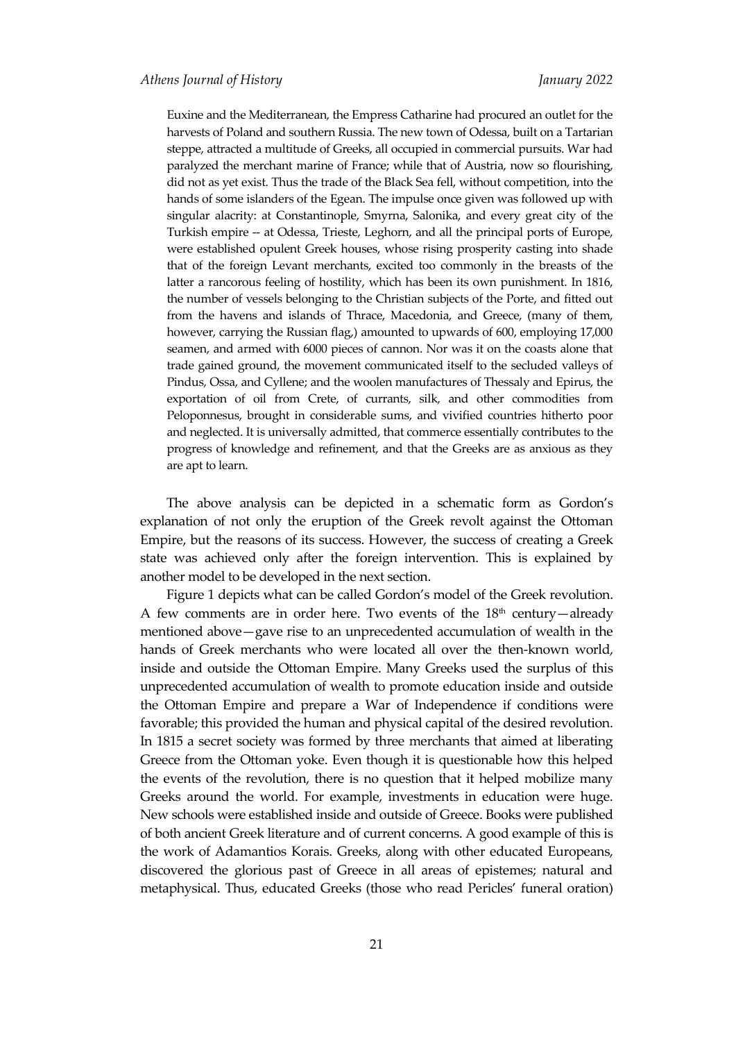> Euxine and the Mediterranean, the Empress Catharine had procured an outlet for the harvests of Poland and southern Russia. The new town of Odessa, built on a Tartarian steppe, attracted a multitude of Greeks, all occupied in commercial pursuits. War had paralyzed the merchant marine of France; while that of Austria, now so flourishing, did not as yet exist. Thus the trade of the Black Sea fell, without competition, into the hands of some islanders of the Egean. The impulse once given was followed up with singular alacrity: at Constantinople, Smyrna, Salonika, and every great city of the Turkish empire -- at Odessa, Trieste, Leghorn, and all the principal ports of Europe, were established opulent Greek houses, whose rising prosperity casting into shade that of the foreign Levant merchants, excited too commonly in the breasts of the latter a rancorous feeling of hostility, which has been its own punishment. In 1816, the number of vessels belonging to the Christian subjects of the Porte, and fitted out from the havens and islands of Thrace, Macedonia, and Greece, (many of them, however, carrying the Russian flag,) amounted to upwards of 600, employing 17,000 seamen, and armed with 6000 pieces of cannon. Nor was it on the coasts alone that trade gained ground, the movement communicated itself to the secluded valleys of Pindus, Ossa, and Cyllene; and the woolen manufactures of Thessaly and Epirus, the exportation of oil from Crete, of currants, silk, and other commodities from Peloponnesus, brought in considerable sums, and vivified countries hitherto poor and neglected. It is universally admitted, that commerce essentially contributes to the progress of knowledge and refinement, and that the Greeks are as anxious as they are apt to learn.

The above analysis can be depicted in a schematic form as Gordon's explanation of not only the eruption of the Greek revolt against the Ottoman Empire, but the reasons of its success. However, the success of creating a Greek state was achieved only after the foreign intervention. This is explained by another model to be developed in the next section.

Figure 1 depicts what can be called Gordon's model of the Greek revolution. A few comments are in order here. Two events of the 18th century—already mentioned above—gave rise to an unprecedented accumulation of wealth in the hands of Greek merchants who were located all over the then-known world, inside and outside the Ottoman Empire. Many Greeks used the surplus of this unprecedented accumulation of wealth to promote education inside and outside the Ottoman Empire and prepare a War of Independence if conditions were favorable; this provided the human and physical capital of the desired revolution. In 1815 a secret society was formed by three merchants that aimed at liberating Greece from the Ottoman yoke. Even though it is questionable how this helped the events of the revolution, there is no question that it helped mobilize many Greeks around the world. For example, investments in education were huge. New schools were established inside and outside of Greece. Books were published of both ancient Greek literature and of current concerns. A good example of this is the work of Adamantios Korais. Greeks, along with other educated Europeans, discovered the glorious past of Greece in all areas of epistemes; natural and metaphysical. Thus, educated Greeks (those who read Pericles' funeral oration)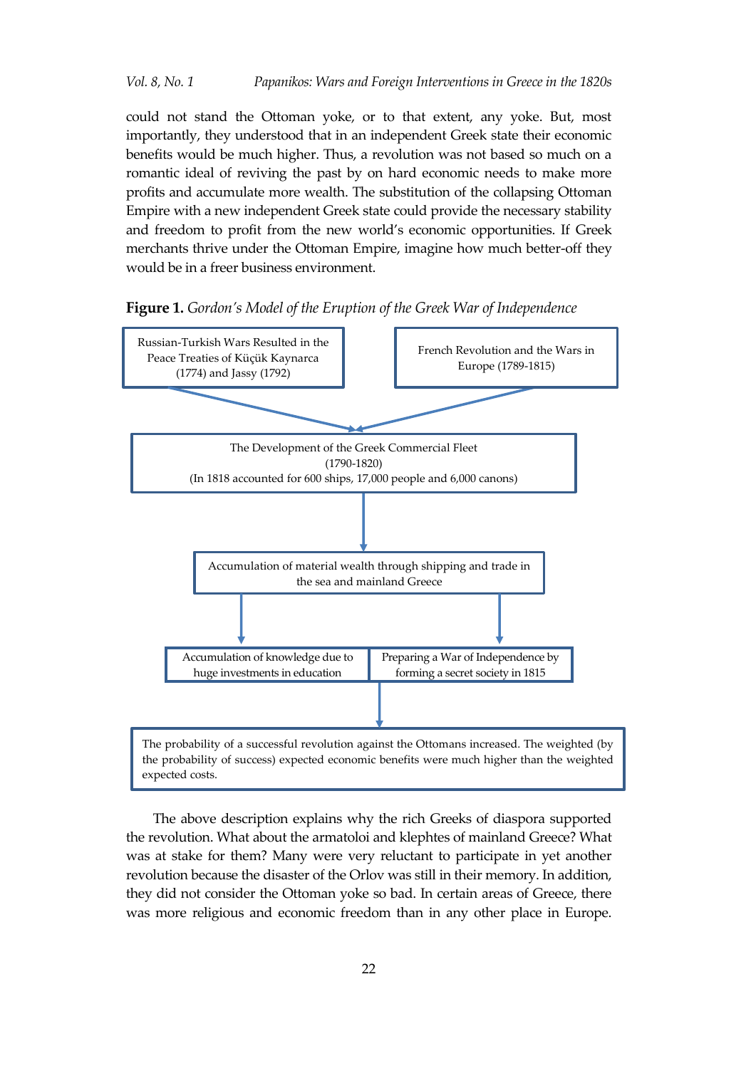could not stand the Ottoman yoke, or to that extent, any yoke. But, most importantly, they understood that in an independent Greek state their economic benefits would be much higher. Thus, a revolution was not based so much on a romantic ideal of reviving the past by on hard economic needs to make more profits and accumulate more wealth. The substitution of the collapsing Ottoman Empire with a new independent Greek state could provide the necessary stability and freedom to profit from the new world's economic opportunities. If Greek merchants thrive under the Ottoman Empire, imagine how much better-off they would be in a freer business environment.

**Figure 1.** *Gordon's Model of the Eruption of the Greek War of Independence*

Russian-Turkish Wars Resulted in the Peace Treaties of Küçük Kaynarca (1774) and Jassy (1792)

French Revolution and the Wars in Europe (1789-1815)

The Development of the Greek Commercial Fleet (1790-1820) (In 1818 accounted for 600 ships, 17,000 people and 6,000 canons)

Accumulation of material wealth through shipping and trade in the sea and mainland Greece

Accumulation of knowledge due to huge investments in education

Preparing a War of Independence by forming a secret society in 1815

The probability of a successful revolution against the Ottomans increased. The weighted (by the probability of success) expected economic benefits were much higher than the weighted expected costs.

The above description explains why the rich Greeks of diaspora supported the revolution. What about the armatoloi and klephtes of mainland Greece? What was at stake for them? Many were very reluctant to participate in yet another revolution because the disaster of the Orlov was still in their memory. In addition, they did not consider the Ottoman yoke so bad. In certain areas of Greece, there was more religious and economic freedom than in any other place in Europe.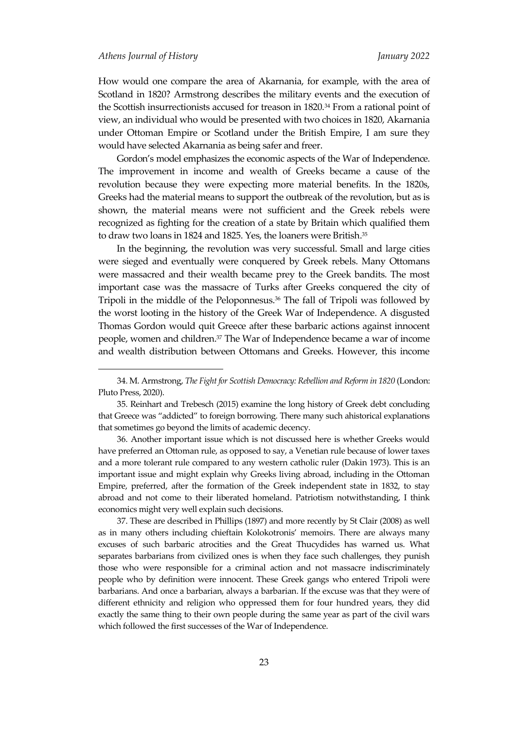How would one compare the area of Akarnania, for example, with the area of Scotland in 1820? Armstrong describes the military events and the execution of the Scottish insurrectionists accused for treason in 1820.[34] From a rational point of view, an individual who would be presented with two choices in 1820, Akarnania under Ottoman Empire or Scotland under the British Empire, I am sure they would have selected Akarnania as being safer and freer.

Gordon's model emphasizes the economic aspects of the War of Independence. The improvement in income and wealth of Greeks became a cause of the revolution because they were expecting more material benefits. In the 1820s, Greeks had the material means to support the outbreak of the revolution, but as is shown, the material means were not sufficient and the Greek rebels were recognized as fighting for the creation of a state by Britain which qualified them to draw two loans in 1824 and 1825. Yes, the loaners were British.[35]

In the beginning, the revolution was very successful. Small and large cities were sieged and eventually were conquered by Greek rebels. Many Ottomans were massacred and their wealth became prey to the Greek bandits. The most important case was the massacre of Turks after Greeks conquered the city of Tripoli in the middle of the Peloponnesus.[36] The fall of Tripoli was followed by the worst looting in the history of the Greek War of Independence. A disgusted Thomas Gordon would quit Greece after these barbaric actions against innocent people, women and children.[37] The War of Independence became a war of income and wealth distribution between Ottomans and Greeks. However, this income

---

34. M. Armstrong, *The Fight for Scottish Democracy: Rebellion and Reform in 1820* (London: Pluto Press, 2020).

35. Reinhart and Trebesch (2015) examine the long history of Greek debt concluding that Greece was "addicted" to foreign borrowing. There many such ahistorical explanations that sometimes go beyond the limits of academic decency.

36. Another important issue which is not discussed here is whether Greeks would have preferred an Ottoman rule, as opposed to say, a Venetian rule because of lower taxes and a more tolerant rule compared to any western catholic ruler (Dakin 1973). This is an important issue and might explain why Greeks living abroad, including in the Ottoman Empire, preferred, after the formation of the Greek independent state in 1832, to stay abroad and not come to their liberated homeland. Patriotism notwithstanding, I think economics might very well explain such decisions.

37. These are described in Phillips (1897) and more recently by St Clair (2008) as well as in many others including chieftain Kolokotronis' memoirs. There are always many excuses of such barbaric atrocities and the Great Thucydides has warned us. What separates barbarians from civilized ones is when they face such challenges, they punish those who were responsible for a criminal action and not massacre indiscriminately people who by definition were innocent. These Greek gangs who entered Tripoli were barbarians. And once a barbarian, always a barbarian. If the excuse was that they were of different ethnicity and religion who oppressed them for four hundred years, they did exactly the same thing to their own people during the same year as part of the civil wars which followed the first successes of the War of Independence.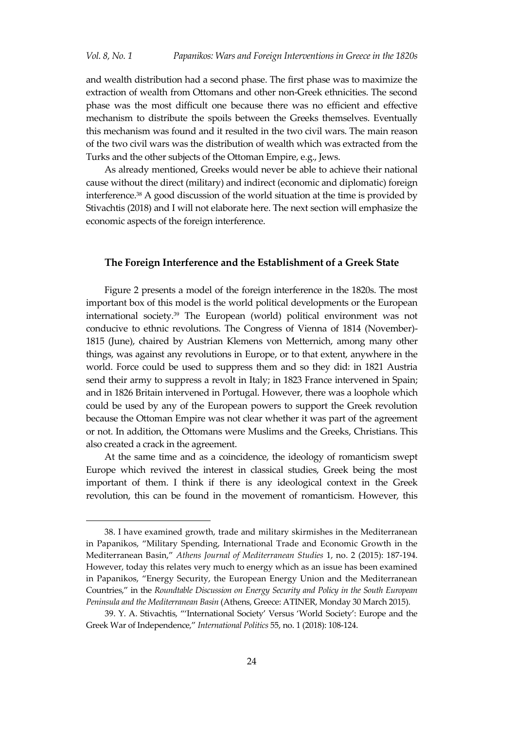and wealth distribution had a second phase. The first phase was to maximize the extraction of wealth from Ottomans and other non-Greek ethnicities. The second phase was the most difficult one because there was no efficient and effective mechanism to distribute the spoils between the Greeks themselves. Eventually this mechanism was found and it resulted in the two civil wars. The main reason of the two civil wars was the distribution of wealth which was extracted from the Turks and the other subjects of the Ottoman Empire, e.g., Jews.

As already mentioned, Greeks would never be able to achieve their national cause without the direct (military) and indirect (economic and diplomatic) foreign interference.[38] A good discussion of the world situation at the time is provided by Stivachtis (2018) and I will not elaborate here. The next section will emphasize the economic aspects of the foreign interference.

## The Foreign Interference and the Establishment of a Greek State

Figure 2 presents a model of the foreign interference in the 1820s. The most important box of this model is the world political developments or the European international society.[39] The European (world) political environment was not conducive to ethnic revolutions. The Congress of Vienna of 1814 (November)-1815 (June), chaired by Austrian Klemens von Metternich, among many other things, was against any revolutions in Europe, or to that extent, anywhere in the world. Force could be used to suppress them and so they did: in 1821 Austria send their army to suppress a revolt in Italy; in 1823 France intervened in Spain; and in 1826 Britain intervened in Portugal. However, there was a loophole which could be used by any of the European powers to support the Greek revolution because the Ottoman Empire was not clear whether it was part of the agreement or not. In addition, the Ottomans were Muslims and the Greeks, Christians. This also created a crack in the agreement.

At the same time and as a coincidence, the ideology of romanticism swept Europe which revived the interest in classical studies, Greek being the most important of them. I think if there is any ideological context in the Greek revolution, this can be found in the movement of romanticism. However, this

---

38. I have examined growth, trade and military skirmishes in the Mediterranean in Papanikos, "Military Spending, International Trade and Economic Growth in the Mediterranean Basin," *Athens Journal of Mediterranean Studies* 1, no. 2 (2015): 187-194. However, today this relates very much to energy which as an issue has been examined in Papanikos, "Energy Security, the European Energy Union and the Mediterranean Countries," in the *Roundtable Discussion on Energy Security and Policy in the South European Peninsula and the Mediterranean Basin* (Athens, Greece: ATINER, Monday 30 March 2015).

39. Y. A. Stivachtis, "'International Society' Versus 'World Society': Europe and the Greek War of Independence," *International Politics* 55, no. 1 (2018): 108-124.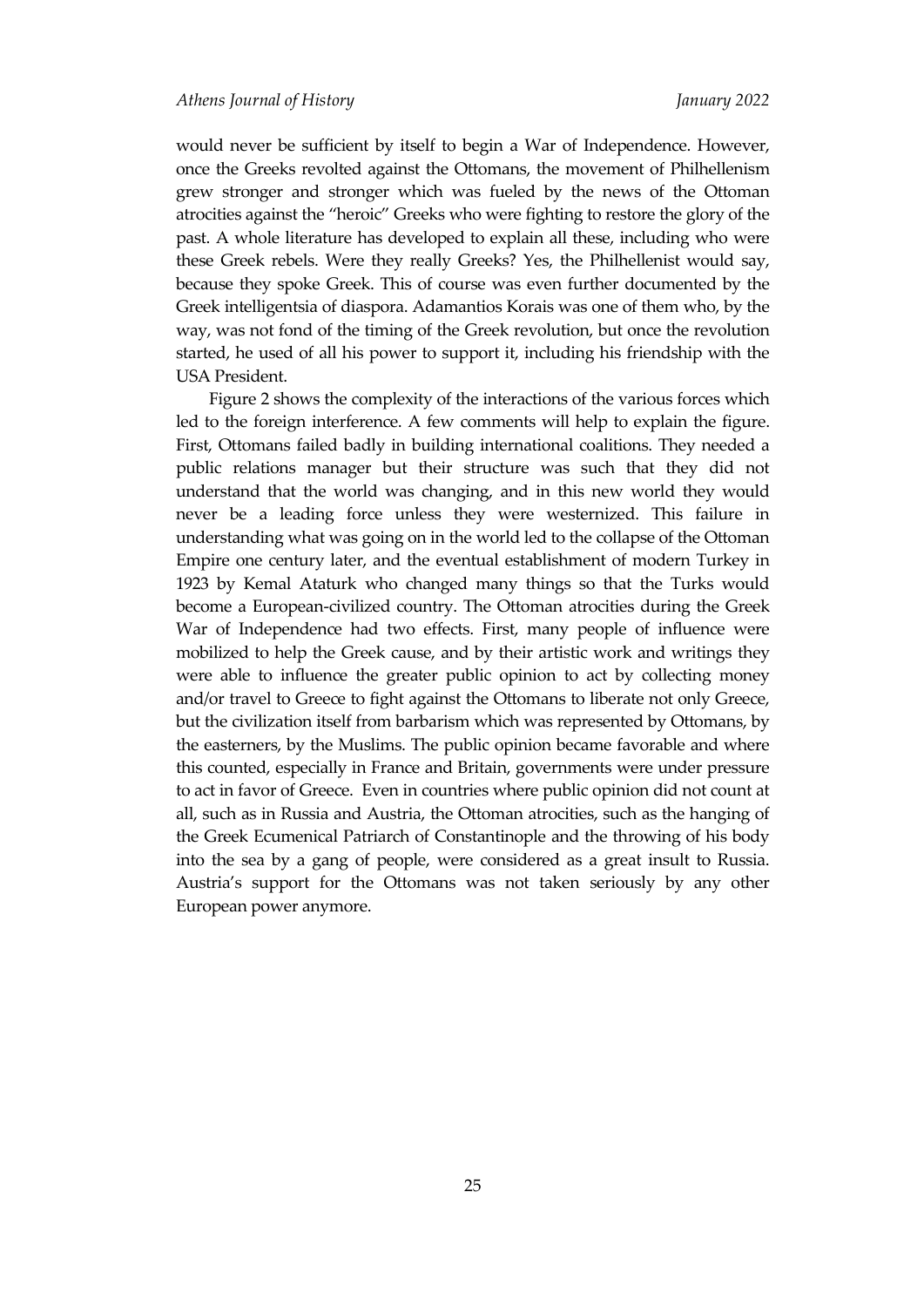would never be sufficient by itself to begin a War of Independence. However, once the Greeks revolted against the Ottomans, the movement of Philhellenism grew stronger and stronger which was fueled by the news of the Ottoman atrocities against the "heroic" Greeks who were fighting to restore the glory of the past. A whole literature has developed to explain all these, including who were these Greek rebels. Were they really Greeks? Yes, the Philhellenist would say, because they spoke Greek. This of course was even further documented by the Greek intelligentsia of diaspora. Adamantios Korais was one of them who, by the way, was not fond of the timing of the Greek revolution, but once the revolution started, he used of all his power to support it, including his friendship with the USA President.

Figure 2 shows the complexity of the interactions of the various forces which led to the foreign interference. A few comments will help to explain the figure. First, Ottomans failed badly in building international coalitions. They needed a public relations manager but their structure was such that they did not understand that the world was changing, and in this new world they would never be a leading force unless they were westernized. This failure in understanding what was going on in the world led to the collapse of the Ottoman Empire one century later, and the eventual establishment of modern Turkey in 1923 by Kemal Ataturk who changed many things so that the Turks would become a European-civilized country. The Ottoman atrocities during the Greek War of Independence had two effects. First, many people of influence were mobilized to help the Greek cause, and by their artistic work and writings they were able to influence the greater public opinion to act by collecting money and/or travel to Greece to fight against the Ottomans to liberate not only Greece, but the civilization itself from barbarism which was represented by Ottomans, by the easterners, by the Muslims. The public opinion became favorable and where this counted, especially in France and Britain, governments were under pressure to act in favor of Greece. Even in countries where public opinion did not count at all, such as in Russia and Austria, the Ottoman atrocities, such as the hanging of the Greek Ecumenical Patriarch of Constantinople and the throwing of his body into the sea by a gang of people, were considered as a great insult to Russia. Austria's support for the Ottomans was not taken seriously by any other European power anymore.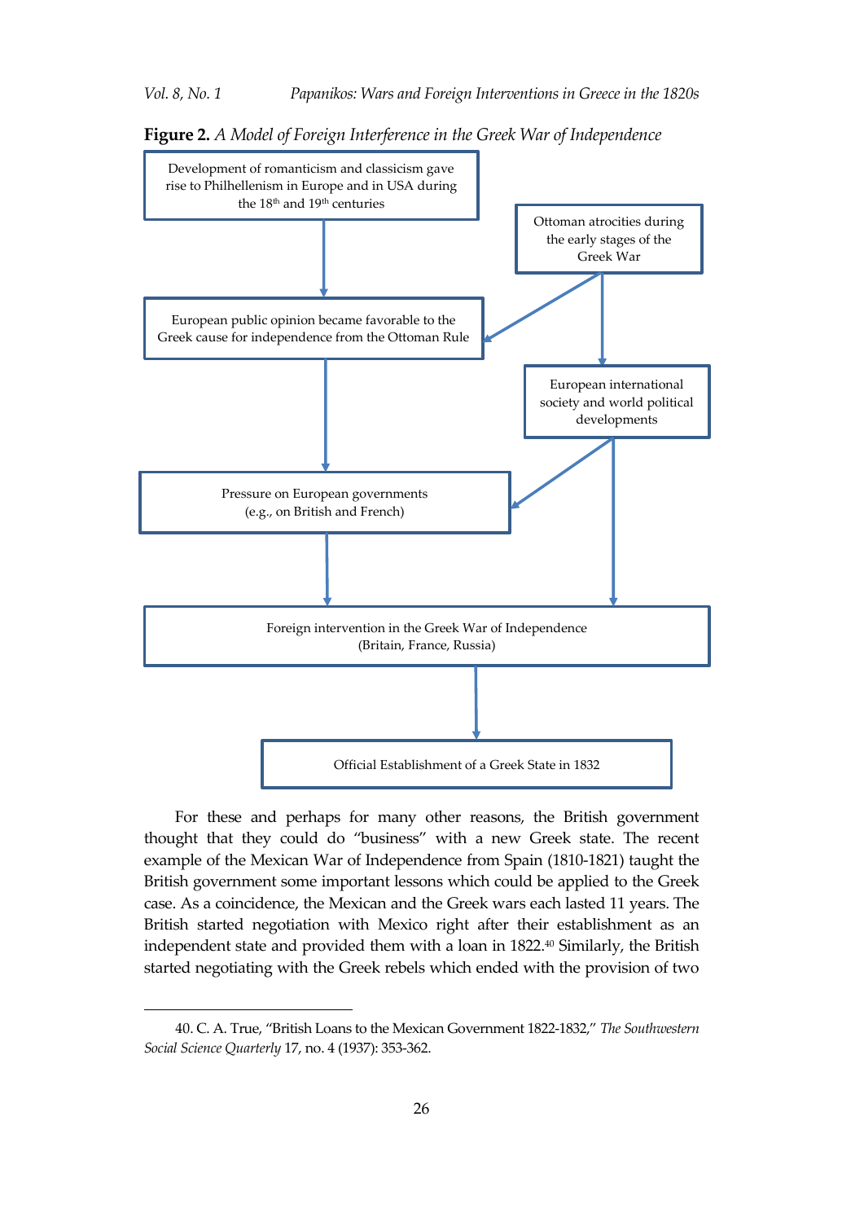**Figure 2.** *A Model of Foreign Interference in the Greek War of Independence*

Development of romanticism and classicism gave rise to Philhellenism in Europe and in USA during the 18th and 19th centuries

Ottoman atrocities during the early stages of the Greek War

European public opinion became favorable to the Greek cause for independence from the Ottoman Rule

European international society and world political developments

Pressure on European governments (e.g., on British and French)

Foreign intervention in the Greek War of Independence (Britain, France, Russia)

Official Establishment of a Greek State in 1832

For these and perhaps for many other reasons, the British government thought that they could do "business" with a new Greek state. The recent example of the Mexican War of Independence from Spain (1810-1821) taught the British government some important lessons which could be applied to the Greek case. As a coincidence, the Mexican and the Greek wars each lasted 11 years. The British started negotiation with Mexico right after their establishment as an independent state and provided them with a loan in 1822.[40] Similarly, the British started negotiating with the Greek rebels which ended with the provision of two

40. C. A. True, "British Loans to the Mexican Government 1822-1832," *The Southwestern Social Science Quarterly* 17, no. 4 (1937): 353-362.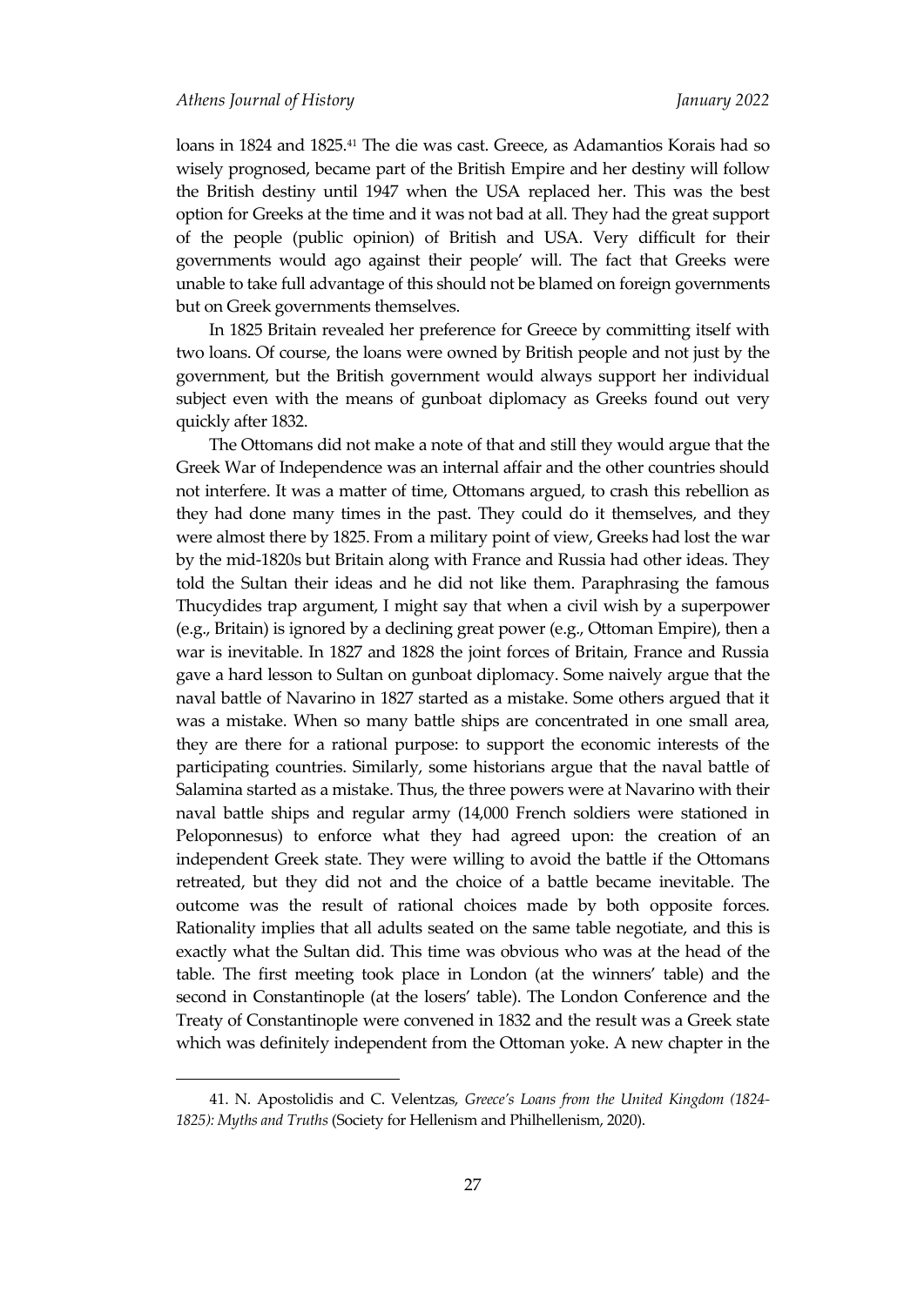loans in 1824 and 1825.[41] The die was cast. Greece, as Adamantios Korais had so wisely prognosed, became part of the British Empire and her destiny will follow the British destiny until 1947 when the USA replaced her. This was the best option for Greeks at the time and it was not bad at all. They had the great support of the people (public opinion) of British and USA. Very difficult for their governments would ago against their people' will. The fact that Greeks were unable to take full advantage of this should not be blamed on foreign governments but on Greek governments themselves.

In 1825 Britain revealed her preference for Greece by committing itself with two loans. Of course, the loans were owned by British people and not just by the government, but the British government would always support her individual subject even with the means of gunboat diplomacy as Greeks found out very quickly after 1832.

The Ottomans did not make a note of that and still they would argue that the Greek War of Independence was an internal affair and the other countries should not interfere. It was a matter of time, Ottomans argued, to crash this rebellion as they had done many times in the past. They could do it themselves, and they were almost there by 1825. From a military point of view, Greeks had lost the war by the mid-1820s but Britain along with France and Russia had other ideas. They told the Sultan their ideas and he did not like them. Paraphrasing the famous Thucydides trap argument, I might say that when a civil wish by a superpower (e.g., Britain) is ignored by a declining great power (e.g., Ottoman Empire), then a war is inevitable. In 1827 and 1828 the joint forces of Britain, France and Russia gave a hard lesson to Sultan on gunboat diplomacy. Some naively argue that the naval battle of Navarino in 1827 started as a mistake. Some others argued that it was a mistake. When so many battle ships are concentrated in one small area, they are there for a rational purpose: to support the economic interests of the participating countries. Similarly, some historians argue that the naval battle of Salamina started as a mistake. Thus, the three powers were at Navarino with their naval battle ships and regular army (14,000 French soldiers were stationed in Peloponnesus) to enforce what they had agreed upon: the creation of an independent Greek state. They were willing to avoid the battle if the Ottomans retreated, but they did not and the choice of a battle became inevitable. The outcome was the result of rational choices made by both opposite forces. Rationality implies that all adults seated on the same table negotiate, and this is exactly what the Sultan did. This time was obvious who was at the head of the table. The first meeting took place in London (at the winners' table) and the second in Constantinople (at the losers' table). The London Conference and the Treaty of Constantinople were convened in 1832 and the result was a Greek state which was definitely independent from the Ottoman yoke. A new chapter in the

41. N. Apostolidis and C. Velentzas, *Greece's Loans from the United Kingdom (1824-1825): Myths and Truths* (Society for Hellenism and Philhellenism, 2020).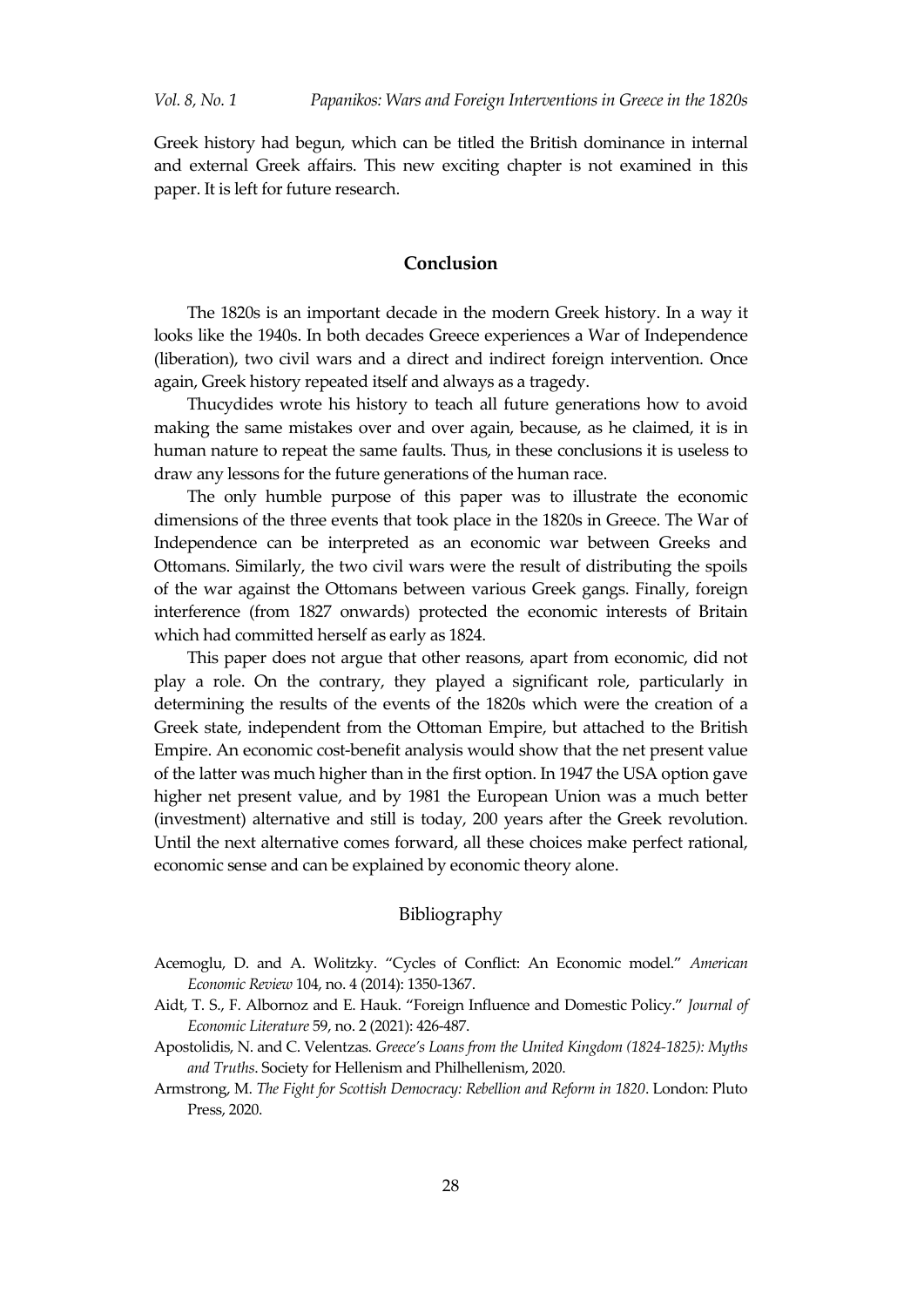Greek history had begun, which can be titled the British dominance in internal and external Greek affairs. This new exciting chapter is not examined in this paper. It is left for future research.

## Conclusion

The 1820s is an important decade in the modern Greek history. In a way it looks like the 1940s. In both decades Greece experiences a War of Independence (liberation), two civil wars and a direct and indirect foreign intervention. Once again, Greek history repeated itself and always as a tragedy.

Thucydides wrote his history to teach all future generations how to avoid making the same mistakes over and over again, because, as he claimed, it is in human nature to repeat the same faults. Thus, in these conclusions it is useless to draw any lessons for the future generations of the human race.

The only humble purpose of this paper was to illustrate the economic dimensions of the three events that took place in the 1820s in Greece. The War of Independence can be interpreted as an economic war between Greeks and Ottomans. Similarly, the two civil wars were the result of distributing the spoils of the war against the Ottomans between various Greek gangs. Finally, foreign interference (from 1827 onwards) protected the economic interests of Britain which had committed herself as early as 1824.

This paper does not argue that other reasons, apart from economic, did not play a role. On the contrary, they played a significant role, particularly in determining the results of the events of the 1820s which were the creation of a Greek state, independent from the Ottoman Empire, but attached to the British Empire. An economic cost-benefit analysis would show that the net present value of the latter was much higher than in the first option. In 1947 the USA option gave higher net present value, and by 1981 the European Union was a much better (investment) alternative and still is today, 200 years after the Greek revolution. Until the next alternative comes forward, all these choices make perfect rational, economic sense and can be explained by economic theory alone.

## Bibliography

Acemoglu, D. and A. Wolitzky. "Cycles of Conflict: An Economic model." *American Economic Review* 104, no. 4 (2014): 1350-1367.

Aidt, T. S., F. Albornoz and E. Hauk. "Foreign Influence and Domestic Policy." *Journal of Economic Literature* 59, no. 2 (2021): 426-487.

Apostolidis, N. and C. Velentzas. *Greece's Loans from the United Kingdom (1824-1825): Myths and Truths*. Society for Hellenism and Philhellenism, 2020.

Armstrong, M. *The Fight for Scottish Democracy: Rebellion and Reform in 1820*. London: Pluto Press, 2020.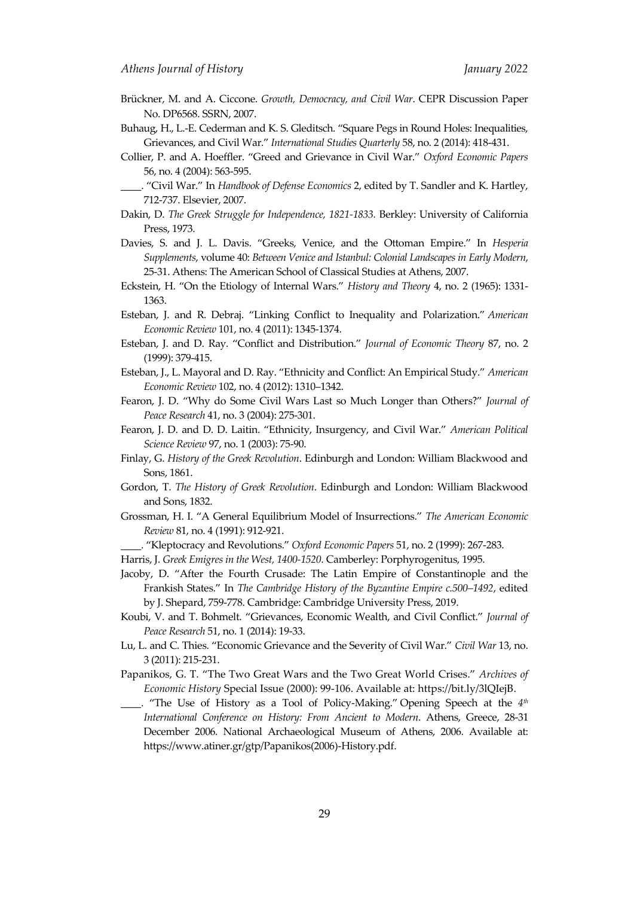Brückner, M. and A. Ciccone. *Growth, Democracy, and Civil War*. CEPR Discussion Paper No. DP6568. SSRN, 2007.

Buhaug, H., L.-E. Cederman and K. S. Gleditsch. "Square Pegs in Round Holes: Inequalities, Grievances, and Civil War." *International Studies Quarterly* 58, no. 2 (2014): 418-431.

Collier, P. and A. Hoeffler. "Greed and Grievance in Civil War." *Oxford Economic Papers* 56, no. 4 (2004): 563-595.

____. "Civil War." In *Handbook of Defense Economics* 2, edited by T. Sandler and K. Hartley, 712-737. Elsevier, 2007.

Dakin, D. *The Greek Struggle for Independence, 1821-1833.* Berkley: University of California Press, 1973.

Davies, S. and J. L. Davis. "Greeks, Venice, and the Ottoman Empire." In *Hesperia Supplements*, volume 40: *Between Venice and Istanbul: Colonial Landscapes in Early Modern*, 25-31. Athens: The American School of Classical Studies at Athens, 2007.

Eckstein, H. "On the Etiology of Internal Wars." *History and Theory* 4, no. 2 (1965): 1331-1363.

Esteban, J. and R. Debraj. "Linking Conflict to Inequality and Polarization." *American Economic Review* 101, no. 4 (2011): 1345-1374.

Esteban, J. and D. Ray. "Conflict and Distribution." *Journal of Economic Theory* 87, no. 2 (1999): 379-415.

Esteban, J., L. Mayoral and D. Ray. "Ethnicity and Conflict: An Empirical Study." *American Economic Review* 102, no. 4 (2012): 1310–1342.

Fearon, J. D. "Why do Some Civil Wars Last so Much Longer than Others?" *Journal of Peace Research* 41, no. 3 (2004): 275-301.

Fearon, J. D. and D. D. Laitin. "Ethnicity, Insurgency, and Civil War." *American Political Science Review* 97, no. 1 (2003): 75-90.

Finlay, G. *History of the Greek Revolution*. Edinburgh and London: William Blackwood and Sons, 1861.

Gordon, T. *The History of Greek Revolution*. Edinburgh and London: William Blackwood and Sons, 1832.

Grossman, H. I. "A General Equilibrium Model of Insurrections." *The American Economic Review* 81, no. 4 (1991): 912-921.

____. "Kleptocracy and Revolutions." *Oxford Economic Papers* 51, no. 2 (1999): 267-283.

Harris, J. *Greek Emigres in the West, 1400-1520.* Camberley: Porphyrogenitus, 1995.

Jacoby, D. "After the Fourth Crusade: The Latin Empire of Constantinople and the Frankish States." In *The Cambridge History of the Byzantine Empire c.500–1492*, edited by J. Shepard, 759-778. Cambridge: Cambridge University Press, 2019.

Koubi, V. and T. Bohmelt. "Grievances, Economic Wealth, and Civil Conflict." *Journal of Peace Research* 51, no. 1 (2014): 19-33.

Lu, L. and C. Thies. "Economic Grievance and the Severity of Civil War." *Civil War* 13, no. 3 (2011): 215-231.

Papanikos, G. T. "The Two Great Wars and the Two Great World Crises." *Archives of Economic History* Special Issue (2000): 99-106. Available at: https://bit.ly/3lQIejB.

____. "The Use of History as a Tool of Policy-Making." Opening Speech at the *4th International Conference on History: From Ancient to Modern*. Athens, Greece, 28-31 December 2006. National Archaeological Museum of Athens, 2006. Available at: https://www.atiner.gr/gtp/Papanikos(2006)-History.pdf.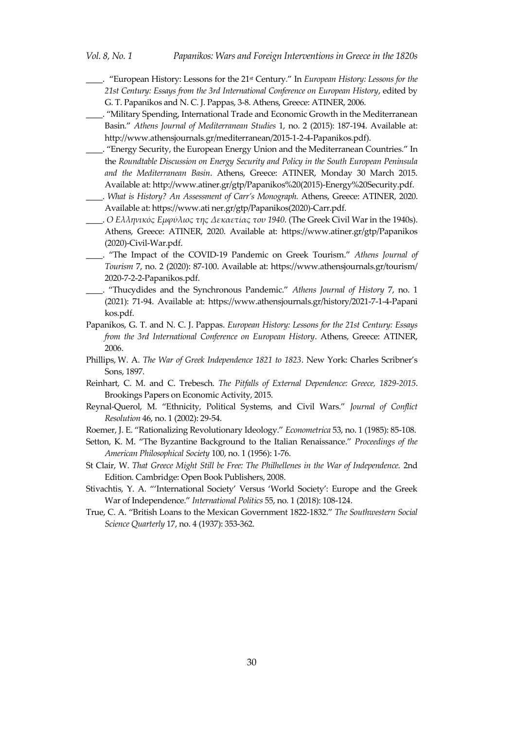____. "European History: Lessons for the 21st Century." In *European History: Lessons for the 21st Century: Essays from the 3rd International Conference on European History*, edited by G. T. Papanikos and N. C. J. Pappas, 3-8. Athens, Greece: ATINER, 2006.

____. "Military Spending, International Trade and Economic Growth in the Mediterranean Basin." *Athens Journal of Mediterranean Studies* 1, no. 2 (2015): 187-194. Available at: http://www.athensjournals.gr/mediterranean/2015-1-2-4-Papanikos.pdf).

____. "Energy Security, the European Energy Union and the Mediterranean Countries." In the *Roundtable Discussion on Energy Security and Policy in the South European Peninsula and the Mediterranean Basin*. Athens, Greece: ATINER, Monday 30 March 2015. Available at: http://www.atiner.gr/gtp/Papanikos%20(2015)-Energy%20Security.pdf.

____. *What is History? An Assessment of Carr's Monograph.* Athens, Greece: ATINER, 2020. Available at: https://www.ati ner.gr/gtp/Papanikos(2020)-Carr.pdf.

____. *Ο Ελληνικός Εμφύλιος της Δεκαετίας του 1940*. (The Greek Civil War in the 1940s). Athens, Greece: ATINER, 2020. Available at: https://www.atiner.gr/gtp/Papanikos (2020)-Civil-War.pdf.

____. "The Impact of the COVID-19 Pandemic on Greek Tourism." *Athens Journal of Tourism* 7, no. 2 (2020): 87-100. Available at: https://www.athensjournals.gr/tourism/ 2020-7-2-2-Papanikos.pdf.

____. "Thucydides and the Synchronous Pandemic." *Athens Journal of History* 7, no. 1 (2021): 71-94. Available at: https://www.athensjournals.gr/history/2021-7-1-4-Papani kos.pdf.

Papanikos, G. T. and N. C. J. Pappas. *European History: Lessons for the 21st Century: Essays from the 3rd International Conference on European History*. Athens, Greece: ATINER, 2006.

Phillips, W. A. *The War of Greek Independence 1821 to 1823*. New York: Charles Scribner's Sons, 1897.

Reinhart, C. M. and C. Trebesch. *The Pitfalls of External Dependence: Greece, 1829-2015*. Brookings Papers on Economic Activity, 2015.

Reynal-Querol, M. "Ethnicity, Political Systems, and Civil Wars." *Journal of Conflict Resolution* 46, no. 1 (2002): 29-54.

Roemer, J. E. "Rationalizing Revolutionary Ideology." *Econometrica* 53, no. 1 (1985): 85-108.

Setton, K. M. "The Byzantine Background to the Italian Renaissance." *Proceedings of the American Philosophical Society* 100, no. 1 (1956): 1-76.

St Clair, W. *That Greece Might Still be Free: The Philhellenes in the War of Independence.* 2nd Edition. Cambridge: Open Book Publishers, 2008.

Stivachtis, Y. A. "'International Society' Versus 'World Society': Europe and the Greek War of Independence." *International Politics* 55, no. 1 (2018): 108-124.

True, C. A. "British Loans to the Mexican Government 1822-1832." *The Southwestern Social Science Quarterly* 17, no. 4 (1937): 353-362.